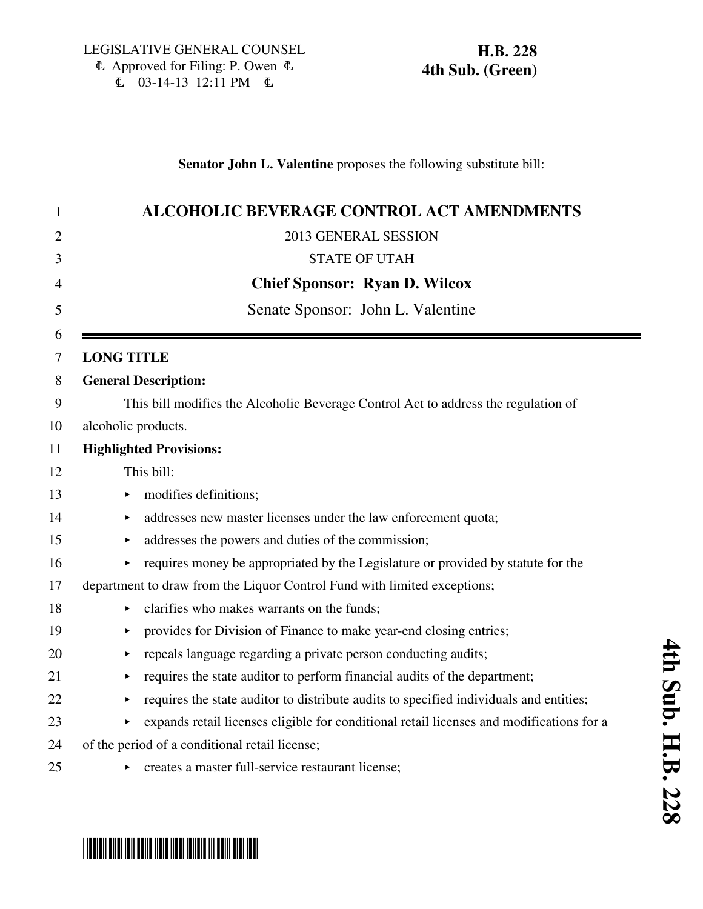LEGISLATIVE GENERAL COUNSEL
Approved for Filing: P. Owen
03-14-13 12:11 PM

**H.B. 228**
**4th Sub. (Green)**

**Senator John L. Valentine** proposes the following substitute bill:

# ALCOHOLIC BEVERAGE CONTROL ACT AMENDMENTS

2013 GENERAL SESSION

STATE OF UTAH

**Chief Sponsor: Ryan D. Wilcox**

Senate Sponsor: John L. Valentine

**LONG TITLE**

**General Description:**

This bill modifies the Alcoholic Beverage Control Act to address the regulation of alcoholic products.

**Highlighted Provisions:**

This bill:

- modifies definitions;
- addresses new master licenses under the law enforcement quota;
- addresses the powers and duties of the commission;
- requires money be appropriated by the Legislature or provided by statute for the department to draw from the Liquor Control Fund with limited exceptions;
- clarifies who makes warrants on the funds;
- provides for Division of Finance to make year-end closing entries;
- repeals language regarding a private person conducting audits;
- requires the state auditor to perform financial audits of the department;
- requires the state auditor to distribute audits to specified individuals and entities;
- expands retail licenses eligible for conditional retail licenses and modifications for a of the period of a conditional retail license;
- creates a master full-service restaurant license;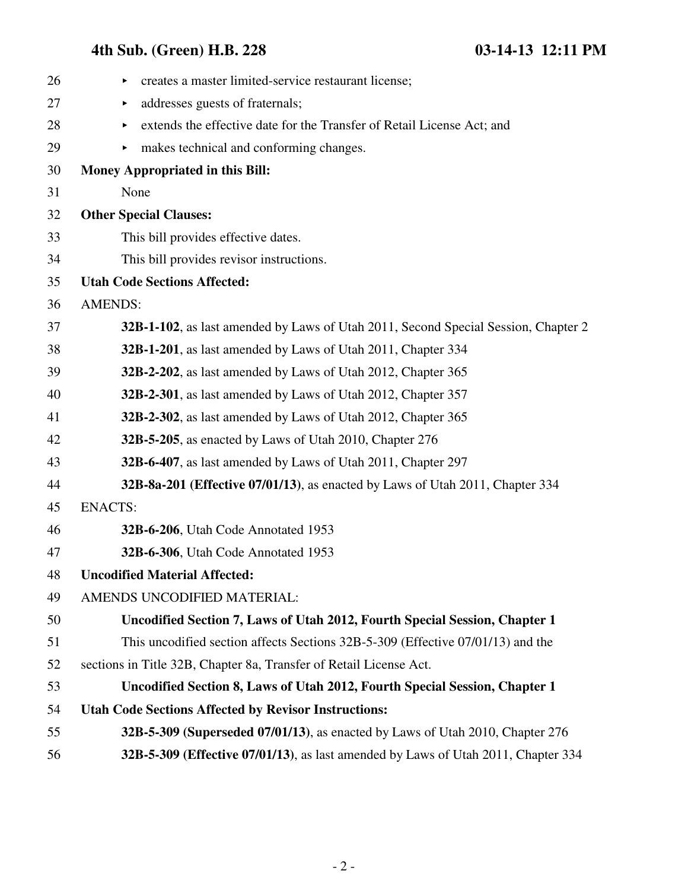- creates a master limited-service restaurant license;
- addresses guests of fraternals;
- extends the effective date for the Transfer of Retail License Act; and
- makes technical and conforming changes.

**Money Appropriated in this Bill:**

None

**Other Special Clauses:**

This bill provides effective dates.

This bill provides revisor instructions.

**Utah Code Sections Affected:**

AMENDS:

**32B-1-102**, as last amended by Laws of Utah 2011, Second Special Session, Chapter 2

**32B-1-201**, as last amended by Laws of Utah 2011, Chapter 334

**32B-2-202**, as last amended by Laws of Utah 2012, Chapter 365

**32B-2-301**, as last amended by Laws of Utah 2012, Chapter 357

**32B-2-302**, as last amended by Laws of Utah 2012, Chapter 365

**32B-5-205**, as enacted by Laws of Utah 2010, Chapter 276

**32B-6-407**, as last amended by Laws of Utah 2011, Chapter 297

**32B-8a-201 (Effective 07/01/13)**, as enacted by Laws of Utah 2011, Chapter 334

ENACTS:

**32B-6-206**, Utah Code Annotated 1953

**32B-6-306**, Utah Code Annotated 1953

**Uncodified Material Affected:**

AMENDS UNCODIFIED MATERIAL:

**Uncodified Section 7, Laws of Utah 2012, Fourth Special Session, Chapter 1**

This uncodified section affects Sections 32B-5-309 (Effective 07/01/13) and the sections in Title 32B, Chapter 8a, Transfer of Retail License Act.

**Uncodified Section 8, Laws of Utah 2012, Fourth Special Session, Chapter 1**

**Utah Code Sections Affected by Revisor Instructions:**

**32B-5-309 (Superseded 07/01/13)**, as enacted by Laws of Utah 2010, Chapter 276

**32B-5-309 (Effective 07/01/13)**, as last amended by Laws of Utah 2011, Chapter 334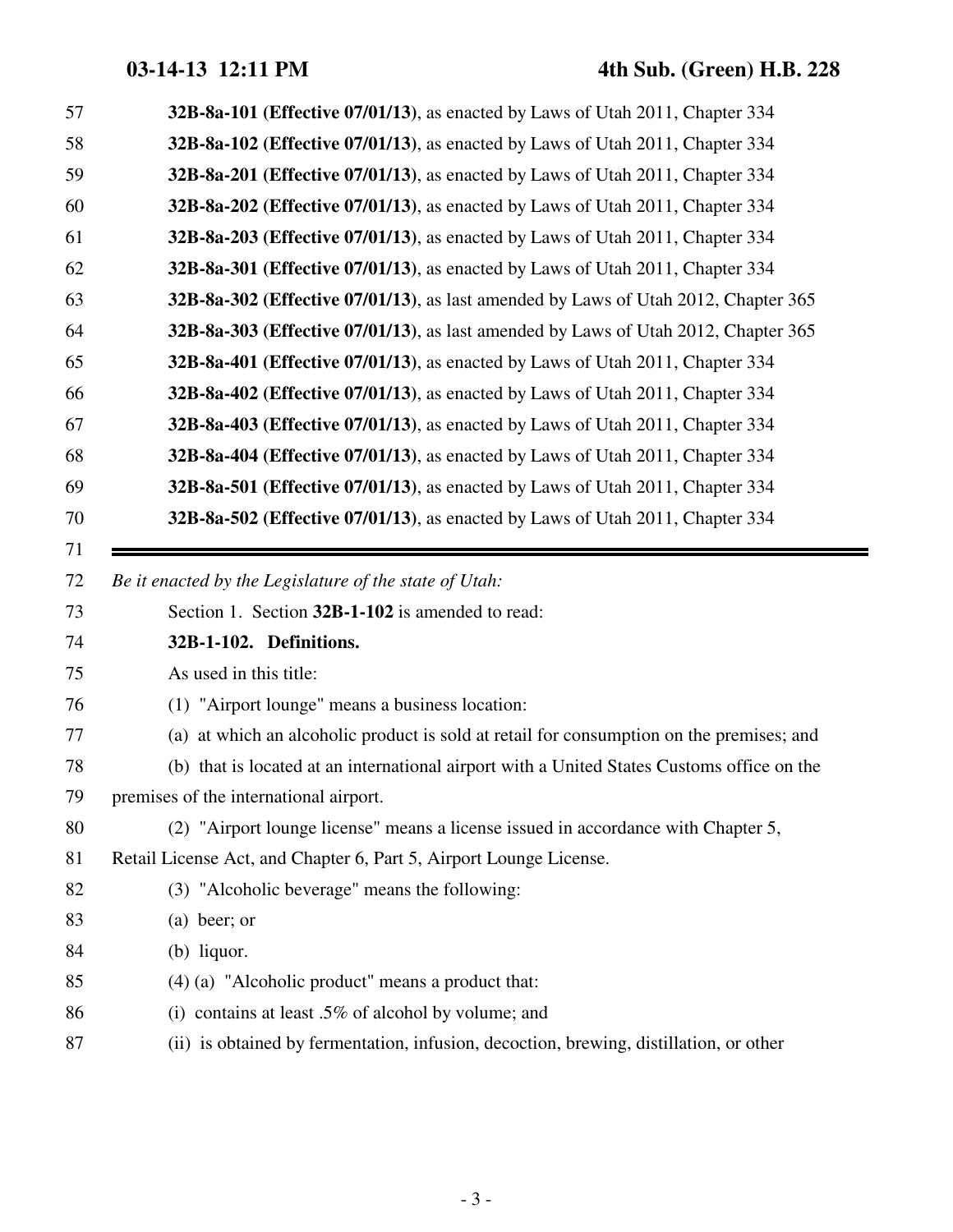**32B-8a-101 (Effective 07/01/13)**, as enacted by Laws of Utah 2011, Chapter 334
**32B-8a-102 (Effective 07/01/13)**, as enacted by Laws of Utah 2011, Chapter 334
**32B-8a-201 (Effective 07/01/13)**, as enacted by Laws of Utah 2011, Chapter 334
**32B-8a-202 (Effective 07/01/13)**, as enacted by Laws of Utah 2011, Chapter 334
**32B-8a-203 (Effective 07/01/13)**, as enacted by Laws of Utah 2011, Chapter 334
**32B-8a-301 (Effective 07/01/13)**, as enacted by Laws of Utah 2011, Chapter 334
**32B-8a-302 (Effective 07/01/13)**, as last amended by Laws of Utah 2012, Chapter 365
**32B-8a-303 (Effective 07/01/13)**, as last amended by Laws of Utah 2012, Chapter 365
**32B-8a-401 (Effective 07/01/13)**, as enacted by Laws of Utah 2011, Chapter 334
**32B-8a-402 (Effective 07/01/13)**, as enacted by Laws of Utah 2011, Chapter 334
**32B-8a-403 (Effective 07/01/13)**, as enacted by Laws of Utah 2011, Chapter 334
**32B-8a-404 (Effective 07/01/13)**, as enacted by Laws of Utah 2011, Chapter 334
**32B-8a-501 (Effective 07/01/13)**, as enacted by Laws of Utah 2011, Chapter 334
**32B-8a-502 (Effective 07/01/13)**, as enacted by Laws of Utah 2011, Chapter 334

---

*Be it enacted by the Legislature of the state of Utah:*

Section 1. Section **32B-1-102** is amended to read:

**32B-1-102. Definitions.**

As used in this title:

(1) "Airport lounge" means a business location:

(a) at which an alcoholic product is sold at retail for consumption on the premises; and

(b) that is located at an international airport with a United States Customs office on the premises of the international airport.

(2) "Airport lounge license" means a license issued in accordance with Chapter 5, Retail License Act, and Chapter 6, Part 5, Airport Lounge License.

(3) "Alcoholic beverage" means the following:

(a) beer; or

(b) liquor.

(4) (a) "Alcoholic product" means a product that:

(i) contains at least .5% of alcohol by volume; and

(ii) is obtained by fermentation, infusion, decoction, brewing, distillation, or other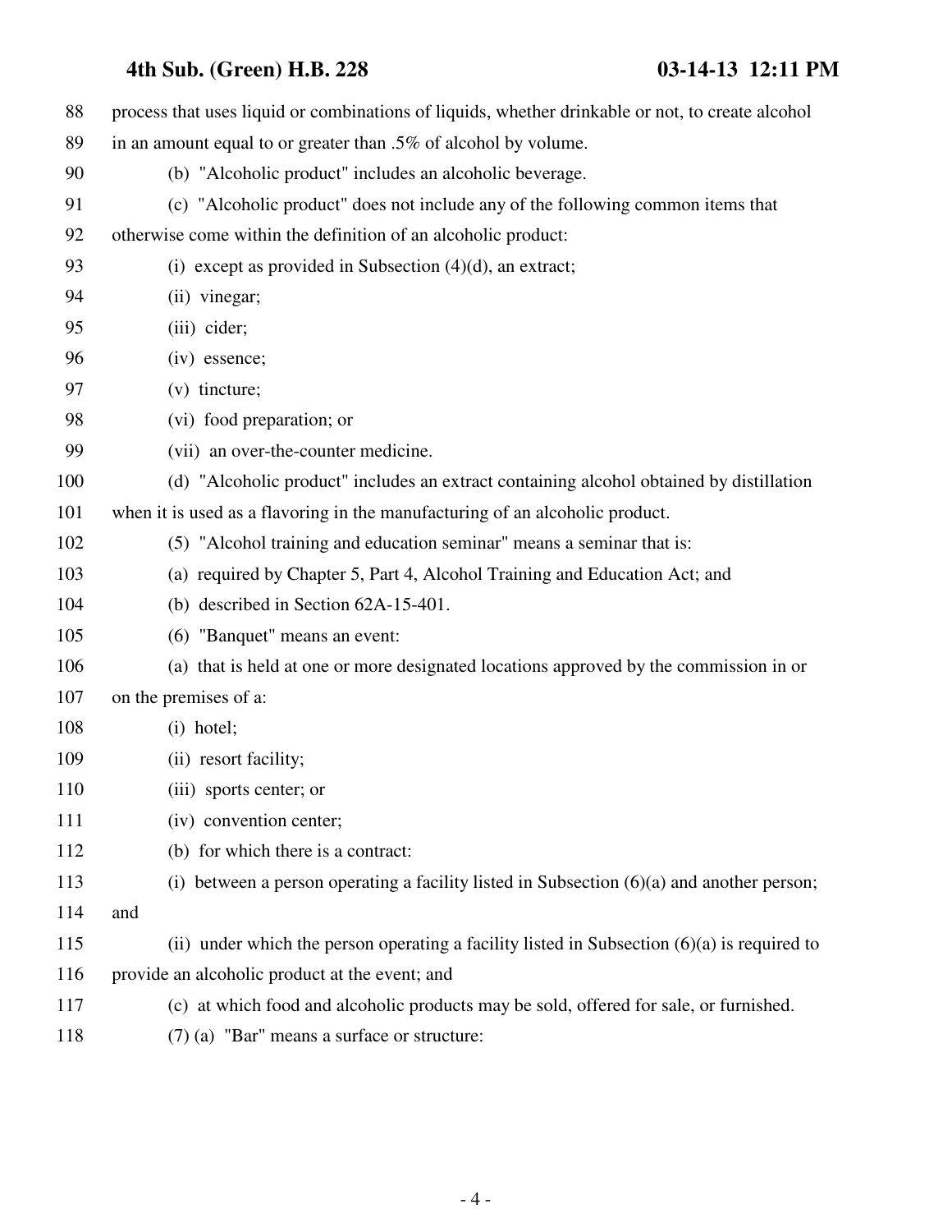process that uses liquid or combinations of liquids, whether drinkable or not, to create alcohol in an amount equal to or greater than .5% of alcohol by volume.

(b) "Alcoholic product" includes an alcoholic beverage.

(c) "Alcoholic product" does not include any of the following common items that otherwise come within the definition of an alcoholic product:

(i) except as provided in Subsection (4)(d), an extract;

(ii) vinegar;

(iii) cider;

(iv) essence;

(v) tincture;

(vi) food preparation; or

(vii) an over-the-counter medicine.

(d) "Alcoholic product" includes an extract containing alcohol obtained by distillation when it is used as a flavoring in the manufacturing of an alcoholic product.

(5) "Alcohol training and education seminar" means a seminar that is:

(a) required by Chapter 5, Part 4, Alcohol Training and Education Act; and

(b) described in Section 62A-15-401.

(6) "Banquet" means an event:

(a) that is held at one or more designated locations approved by the commission in or on the premises of a:

(i) hotel;

(ii) resort facility;

(iii) sports center; or

(iv) convention center;

(b) for which there is a contract:

(i) between a person operating a facility listed in Subsection (6)(a) and another person; and

(ii) under which the person operating a facility listed in Subsection (6)(a) is required to provide an alcoholic product at the event; and

(c) at which food and alcoholic products may be sold, offered for sale, or furnished.

(7) (a) "Bar" means a surface or structure: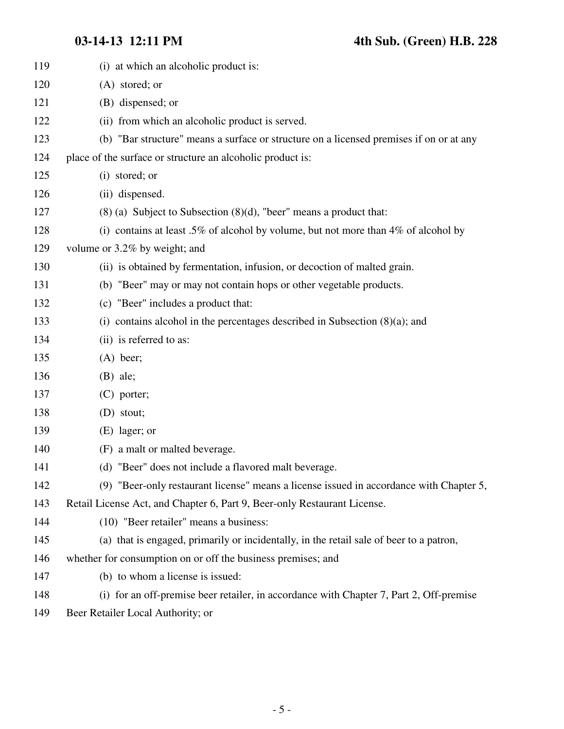(i) at which an alcoholic product is:

(A) stored; or

(B) dispensed; or

(ii) from which an alcoholic product is served.

(b) "Bar structure" means a surface or structure on a licensed premises if on or at any place of the surface or structure an alcoholic product is:

(i) stored; or

(ii) dispensed.

(8) (a) Subject to Subsection (8)(d), "beer" means a product that:

(i) contains at least .5% of alcohol by volume, but not more than 4% of alcohol by volume or 3.2% by weight; and

(ii) is obtained by fermentation, infusion, or decoction of malted grain.

(b) "Beer" may or may not contain hops or other vegetable products.

(c) "Beer" includes a product that:

(i) contains alcohol in the percentages described in Subsection (8)(a); and

(ii) is referred to as:

(A) beer;

(B) ale;

(C) porter;

(D) stout;

(E) lager; or

(F) a malt or malted beverage.

(d) "Beer" does not include a flavored malt beverage.

(9) "Beer-only restaurant license" means a license issued in accordance with Chapter 5, Retail License Act, and Chapter 6, Part 9, Beer-only Restaurant License.

(10) "Beer retailer" means a business:

(a) that is engaged, primarily or incidentally, in the retail sale of beer to a patron, whether for consumption on or off the business premises; and

(b) to whom a license is issued:

(i) for an off-premise beer retailer, in accordance with Chapter 7, Part 2, Off-premise Beer Retailer Local Authority; or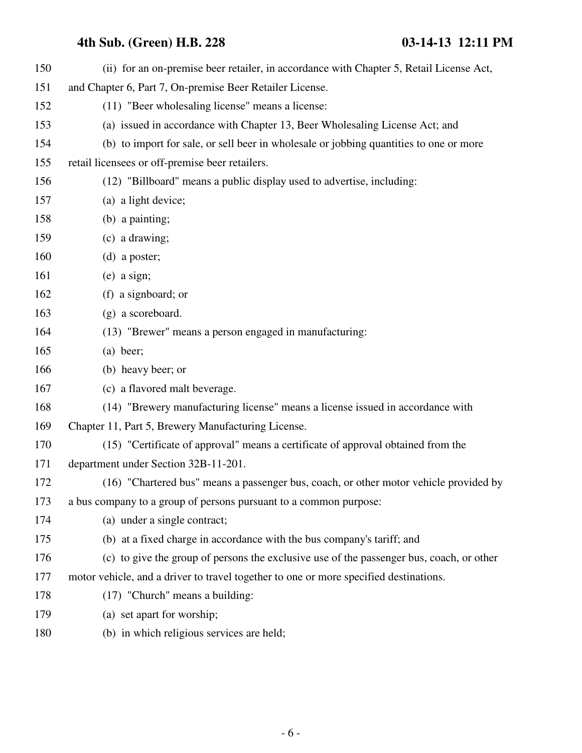(ii) for an on-premise beer retailer, in accordance with Chapter 5, Retail License Act, and Chapter 6, Part 7, On-premise Beer Retailer License.

(11) "Beer wholesaling license" means a license:

(a) issued in accordance with Chapter 13, Beer Wholesaling License Act; and

(b) to import for sale, or sell beer in wholesale or jobbing quantities to one or more retail licensees or off-premise beer retailers.

(12) "Billboard" means a public display used to advertise, including:

(a) a light device;

(b) a painting;

(c) a drawing;

(d) a poster;

(e) a sign;

(f) a signboard; or

(g) a scoreboard.

(13) "Brewer" means a person engaged in manufacturing:

(a) beer;

(b) heavy beer; or

(c) a flavored malt beverage.

(14) "Brewery manufacturing license" means a license issued in accordance with Chapter 11, Part 5, Brewery Manufacturing License.

(15) "Certificate of approval" means a certificate of approval obtained from the department under Section 32B-11-201.

(16) "Chartered bus" means a passenger bus, coach, or other motor vehicle provided by a bus company to a group of persons pursuant to a common purpose:

(a) under a single contract;

(b) at a fixed charge in accordance with the bus company's tariff; and

(c) to give the group of persons the exclusive use of the passenger bus, coach, or other motor vehicle, and a driver to travel together to one or more specified destinations.

(17) "Church" means a building:

(a) set apart for worship;

(b) in which religious services are held;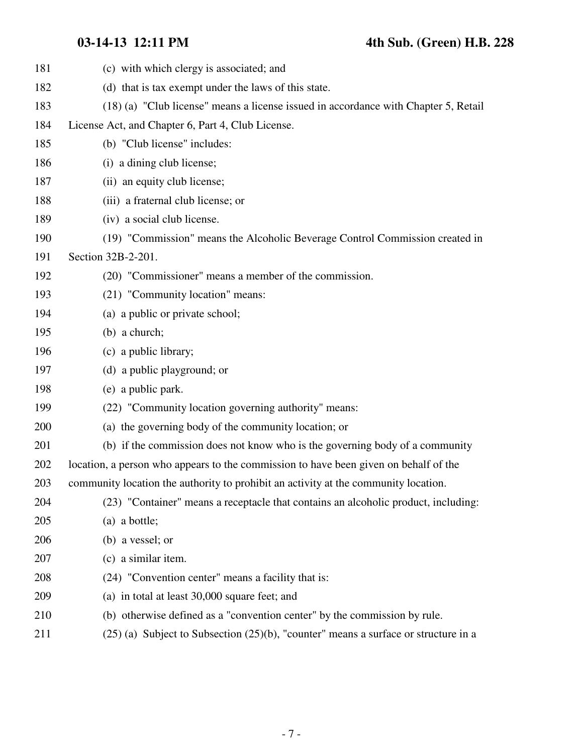(c) with which clergy is associated; and

(d) that is tax exempt under the laws of this state.

(18) (a) "Club license" means a license issued in accordance with Chapter 5, Retail License Act, and Chapter 6, Part 4, Club License.

(b) "Club license" includes:

(i) a dining club license;

(ii) an equity club license;

(iii) a fraternal club license; or

(iv) a social club license.

(19) "Commission" means the Alcoholic Beverage Control Commission created in Section 32B-2-201.

(20) "Commissioner" means a member of the commission.

(21) "Community location" means:

(a) a public or private school;

(b) a church;

(c) a public library;

(d) a public playground; or

(e) a public park.

(22) "Community location governing authority" means:

(a) the governing body of the community location; or

(b) if the commission does not know who is the governing body of a community location, a person who appears to the commission to have been given on behalf of the community location the authority to prohibit an activity at the community location.

(23) "Container" means a receptacle that contains an alcoholic product, including:

(a) a bottle;

(b) a vessel; or

(c) a similar item.

(24) "Convention center" means a facility that is:

(a) in total at least 30,000 square feet; and

(b) otherwise defined as a "convention center" by the commission by rule.

(25) (a) Subject to Subsection (25)(b), "counter" means a surface or structure in a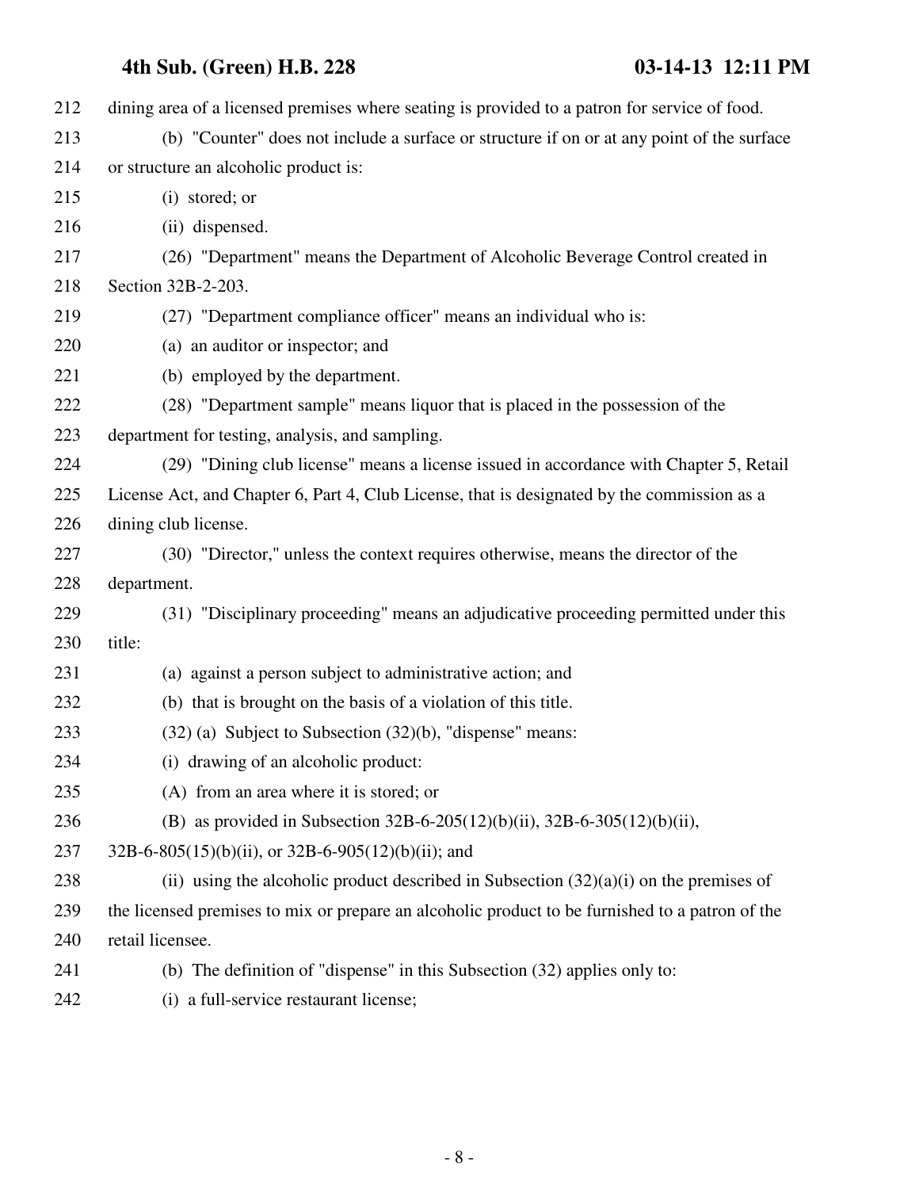dining area of a licensed premises where seating is provided to a patron for service of food.

(b) "Counter" does not include a surface or structure if on or at any point of the surface or structure an alcoholic product is:

(i) stored; or

(ii) dispensed.

(26) "Department" means the Department of Alcoholic Beverage Control created in Section 32B-2-203.

(27) "Department compliance officer" means an individual who is:

(a) an auditor or inspector; and

(b) employed by the department.

(28) "Department sample" means liquor that is placed in the possession of the department for testing, analysis, and sampling.

(29) "Dining club license" means a license issued in accordance with Chapter 5, Retail License Act, and Chapter 6, Part 4, Club License, that is designated by the commission as a dining club license.

(30) "Director," unless the context requires otherwise, means the director of the department.

(31) "Disciplinary proceeding" means an adjudicative proceeding permitted under this title:

(a) against a person subject to administrative action; and

(b) that is brought on the basis of a violation of this title.

(32) (a) Subject to Subsection (32)(b), "dispense" means:

(i) drawing of an alcoholic product:

(A) from an area where it is stored; or

(B) as provided in Subsection 32B-6-205(12)(b)(ii), 32B-6-305(12)(b)(ii), 32B-6-805(15)(b)(ii), or 32B-6-905(12)(b)(ii); and

(ii) using the alcoholic product described in Subsection (32)(a)(i) on the premises of the licensed premises to mix or prepare an alcoholic product to be furnished to a patron of the retail licensee.

(b) The definition of "dispense" in this Subsection (32) applies only to:

(i) a full-service restaurant license;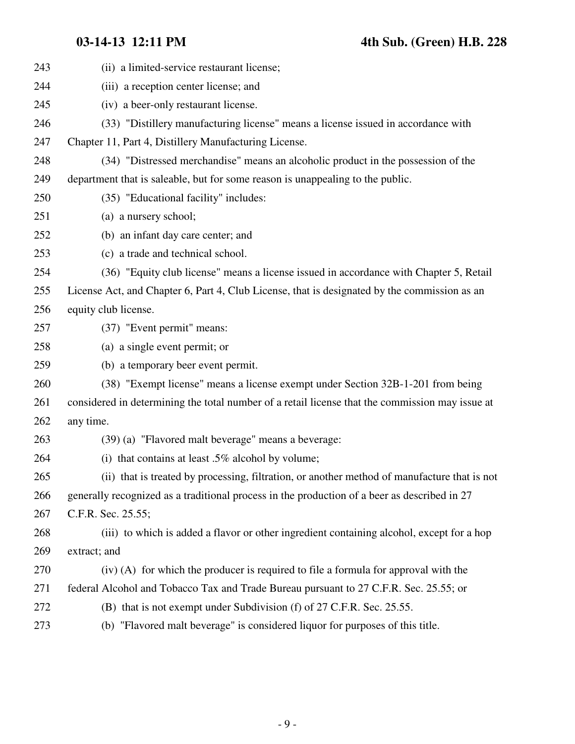(ii) a limited-service restaurant license;

(iii) a reception center license; and

(iv) a beer-only restaurant license.

(33) "Distillery manufacturing license" means a license issued in accordance with Chapter 11, Part 4, Distillery Manufacturing License.

(34) "Distressed merchandise" means an alcoholic product in the possession of the department that is saleable, but for some reason is unappealing to the public.

(35) "Educational facility" includes:

(a) a nursery school;

(b) an infant day care center; and

(c) a trade and technical school.

(36) "Equity club license" means a license issued in accordance with Chapter 5, Retail License Act, and Chapter 6, Part 4, Club License, that is designated by the commission as an equity club license.

(37) "Event permit" means:

(a) a single event permit; or

(b) a temporary beer event permit.

(38) "Exempt license" means a license exempt under Section 32B-1-201 from being considered in determining the total number of a retail license that the commission may issue at any time.

(39) (a) "Flavored malt beverage" means a beverage:

(i) that contains at least .5% alcohol by volume;

(ii) that is treated by processing, filtration, or another method of manufacture that is not generally recognized as a traditional process in the production of a beer as described in 27 C.F.R. Sec. 25.55;

(iii) to which is added a flavor or other ingredient containing alcohol, except for a hop extract; and

(iv) (A) for which the producer is required to file a formula for approval with the federal Alcohol and Tobacco Tax and Trade Bureau pursuant to 27 C.F.R. Sec. 25.55; or

(B) that is not exempt under Subdivision (f) of 27 C.F.R. Sec. 25.55.

(b) "Flavored malt beverage" is considered liquor for purposes of this title.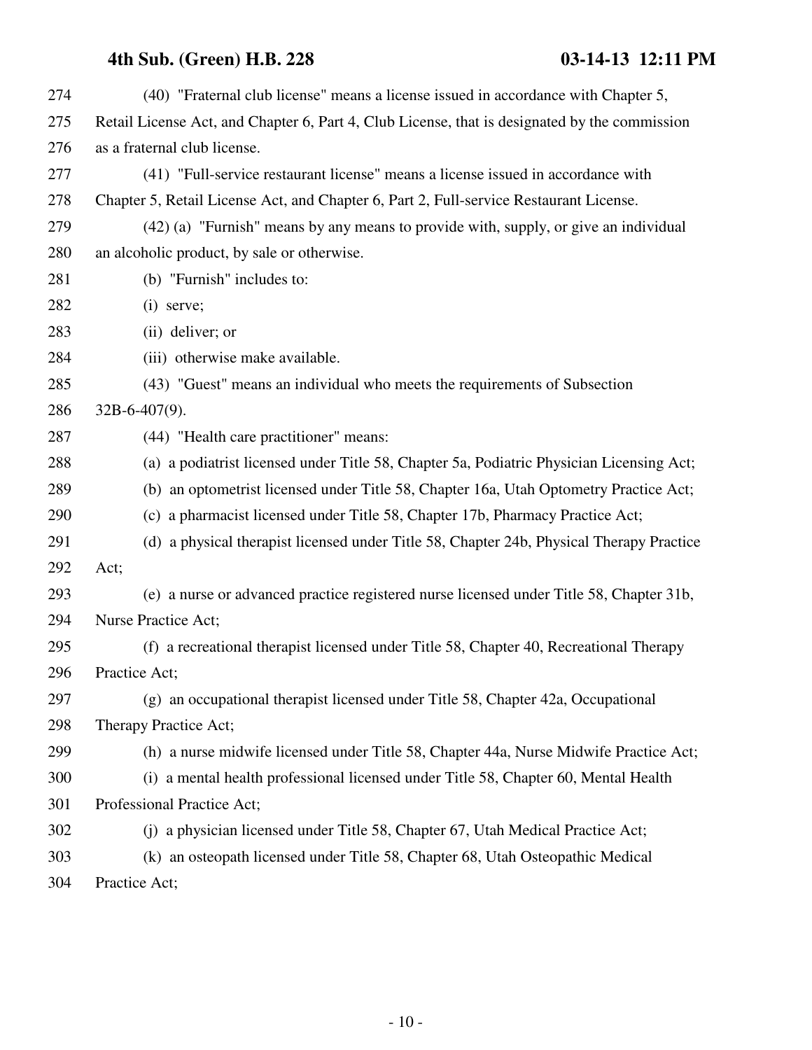(40) "Fraternal club license" means a license issued in accordance with Chapter 5, Retail License Act, and Chapter 6, Part 4, Club License, that is designated by the commission as a fraternal club license.

(41) "Full-service restaurant license" means a license issued in accordance with Chapter 5, Retail License Act, and Chapter 6, Part 2, Full-service Restaurant License.

(42) (a) "Furnish" means by any means to provide with, supply, or give an individual an alcoholic product, by sale or otherwise.

(b) "Furnish" includes to:

(i) serve;

(ii) deliver; or

(iii) otherwise make available.

(43) "Guest" means an individual who meets the requirements of Subsection 32B-6-407(9).

(44) "Health care practitioner" means:

(a) a podiatrist licensed under Title 58, Chapter 5a, Podiatric Physician Licensing Act;

(b) an optometrist licensed under Title 58, Chapter 16a, Utah Optometry Practice Act;

(c) a pharmacist licensed under Title 58, Chapter 17b, Pharmacy Practice Act;

(d) a physical therapist licensed under Title 58, Chapter 24b, Physical Therapy Practice Act;

(e) a nurse or advanced practice registered nurse licensed under Title 58, Chapter 31b, Nurse Practice Act;

(f) a recreational therapist licensed under Title 58, Chapter 40, Recreational Therapy Practice Act;

(g) an occupational therapist licensed under Title 58, Chapter 42a, Occupational Therapy Practice Act;

(h) a nurse midwife licensed under Title 58, Chapter 44a, Nurse Midwife Practice Act;

(i) a mental health professional licensed under Title 58, Chapter 60, Mental Health Professional Practice Act;

(j) a physician licensed under Title 58, Chapter 67, Utah Medical Practice Act;

(k) an osteopath licensed under Title 58, Chapter 68, Utah Osteopathic Medical Practice Act;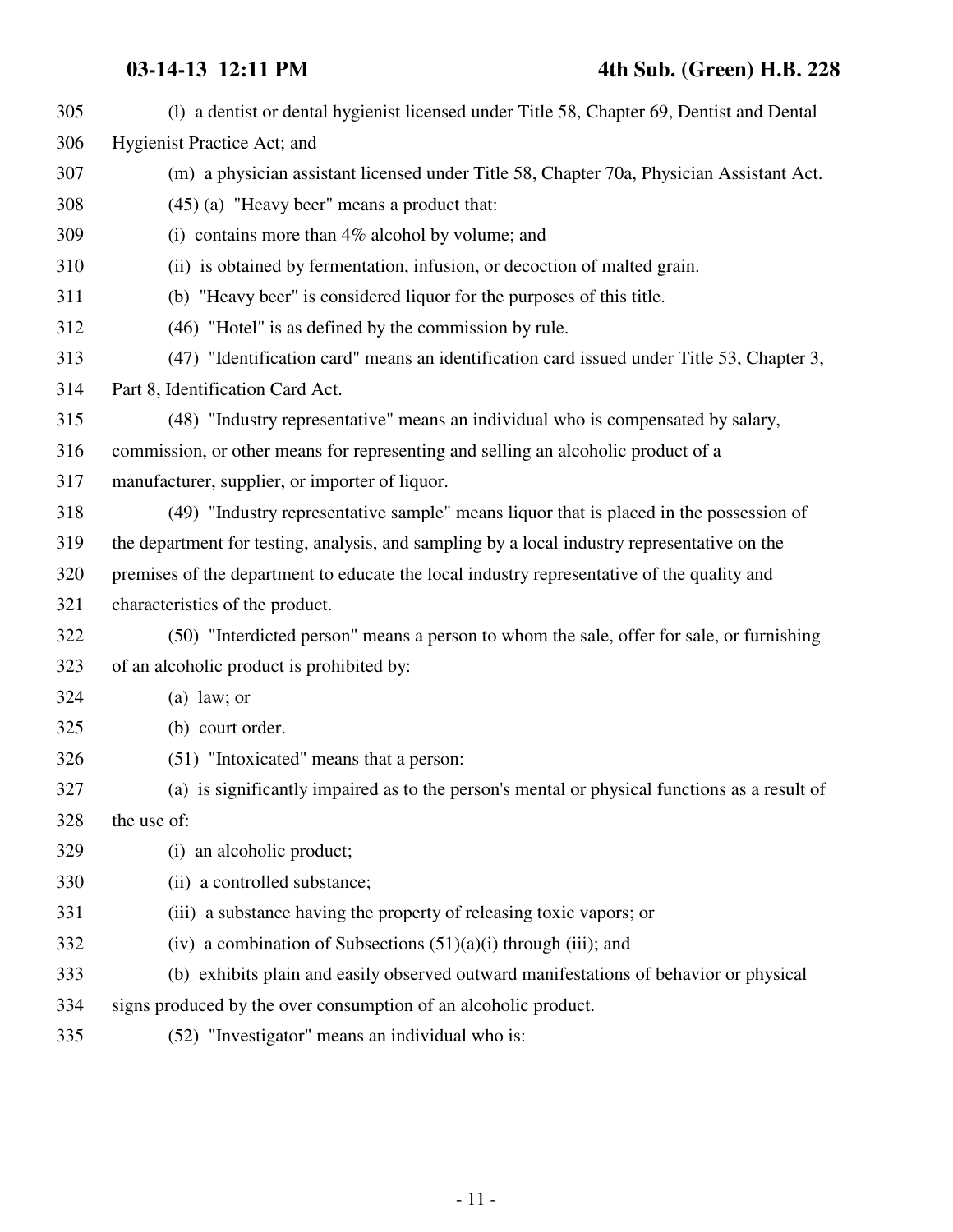(l) a dentist or dental hygienist licensed under Title 58, Chapter 69, Dentist and Dental Hygienist Practice Act; and

(m) a physician assistant licensed under Title 58, Chapter 70a, Physician Assistant Act.

(45) (a) "Heavy beer" means a product that:

(i) contains more than 4% alcohol by volume; and

(ii) is obtained by fermentation, infusion, or decoction of malted grain.

(b) "Heavy beer" is considered liquor for the purposes of this title.

(46) "Hotel" is as defined by the commission by rule.

(47) "Identification card" means an identification card issued under Title 53, Chapter 3, Part 8, Identification Card Act.

(48) "Industry representative" means an individual who is compensated by salary, commission, or other means for representing and selling an alcoholic product of a manufacturer, supplier, or importer of liquor.

(49) "Industry representative sample" means liquor that is placed in the possession of the department for testing, analysis, and sampling by a local industry representative on the premises of the department to educate the local industry representative of the quality and characteristics of the product.

(50) "Interdicted person" means a person to whom the sale, offer for sale, or furnishing of an alcoholic product is prohibited by:

(a) law; or

(b) court order.

(51) "Intoxicated" means that a person:

(a) is significantly impaired as to the person's mental or physical functions as a result of the use of:

(i) an alcoholic product;

(ii) a controlled substance;

(iii) a substance having the property of releasing toxic vapors; or

(iv) a combination of Subsections (51)(a)(i) through (iii); and

(b) exhibits plain and easily observed outward manifestations of behavior or physical signs produced by the over consumption of an alcoholic product.

(52) "Investigator" means an individual who is: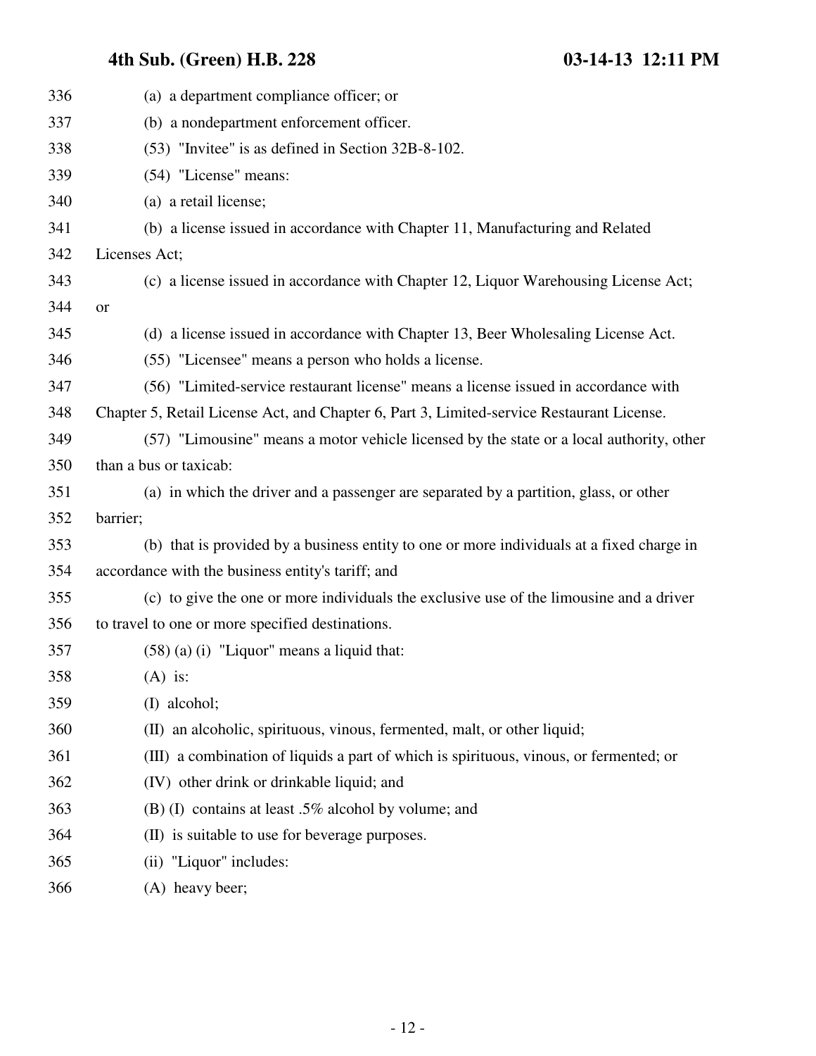(a) a department compliance officer; or

(b) a nondepartment enforcement officer.

(53) "Invitee" is as defined in Section 32B-8-102.

(54) "License" means:

(a) a retail license;

(b) a license issued in accordance with Chapter 11, Manufacturing and Related Licenses Act;

(c) a license issued in accordance with Chapter 12, Liquor Warehousing License Act; or

(d) a license issued in accordance with Chapter 13, Beer Wholesaling License Act.

(55) "Licensee" means a person who holds a license.

(56) "Limited-service restaurant license" means a license issued in accordance with Chapter 5, Retail License Act, and Chapter 6, Part 3, Limited-service Restaurant License.

(57) "Limousine" means a motor vehicle licensed by the state or a local authority, other than a bus or taxicab:

(a) in which the driver and a passenger are separated by a partition, glass, or other barrier;

(b) that is provided by a business entity to one or more individuals at a fixed charge in accordance with the business entity's tariff; and

(c) to give the one or more individuals the exclusive use of the limousine and a driver to travel to one or more specified destinations.

(58) (a) (i) "Liquor" means a liquid that:

(A) is:

(I) alcohol;

(II) an alcoholic, spirituous, vinous, fermented, malt, or other liquid;

(III) a combination of liquids a part of which is spirituous, vinous, or fermented; or

(IV) other drink or drinkable liquid; and

(B) (I) contains at least .5% alcohol by volume; and

(II) is suitable to use for beverage purposes.

(ii) "Liquor" includes:

(A) heavy beer;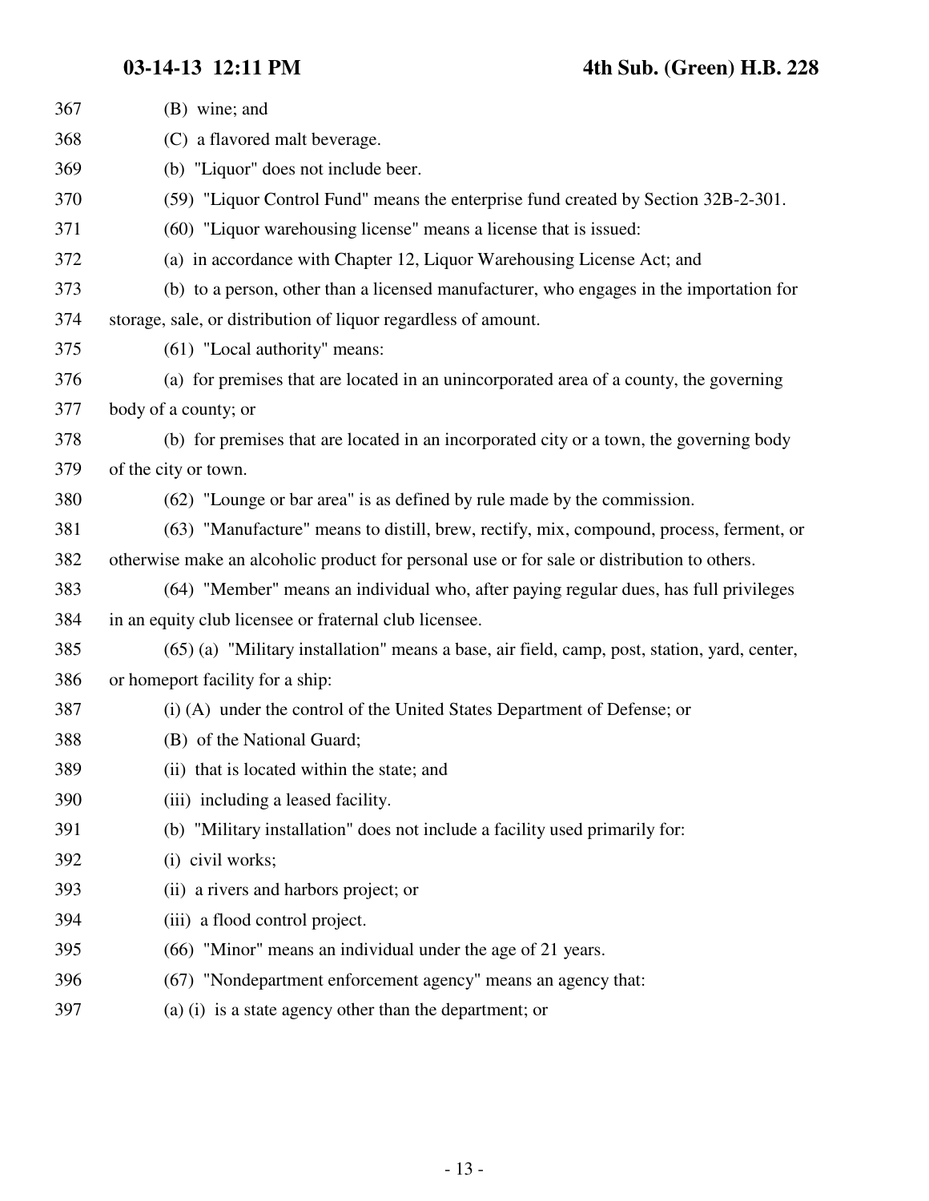(B) wine; and

(C) a flavored malt beverage.

(b) "Liquor" does not include beer.

(59) "Liquor Control Fund" means the enterprise fund created by Section 32B-2-301.

(60) "Liquor warehousing license" means a license that is issued:

(a) in accordance with Chapter 12, Liquor Warehousing License Act; and

(b) to a person, other than a licensed manufacturer, who engages in the importation for storage, sale, or distribution of liquor regardless of amount.

(61) "Local authority" means:

(a) for premises that are located in an unincorporated area of a county, the governing body of a county; or

(b) for premises that are located in an incorporated city or a town, the governing body of the city or town.

(62) "Lounge or bar area" is as defined by rule made by the commission.

(63) "Manufacture" means to distill, brew, rectify, mix, compound, process, ferment, or otherwise make an alcoholic product for personal use or for sale or distribution to others.

(64) "Member" means an individual who, after paying regular dues, has full privileges in an equity club licensee or fraternal club licensee.

(65) (a) "Military installation" means a base, air field, camp, post, station, yard, center, or homeport facility for a ship:

(i) (A) under the control of the United States Department of Defense; or

(B) of the National Guard;

(ii) that is located within the state; and

(iii) including a leased facility.

(b) "Military installation" does not include a facility used primarily for:

(i) civil works;

(ii) a rivers and harbors project; or

(iii) a flood control project.

(66) "Minor" means an individual under the age of 21 years.

(67) "Nondepartment enforcement agency" means an agency that:

(a) (i) is a state agency other than the department; or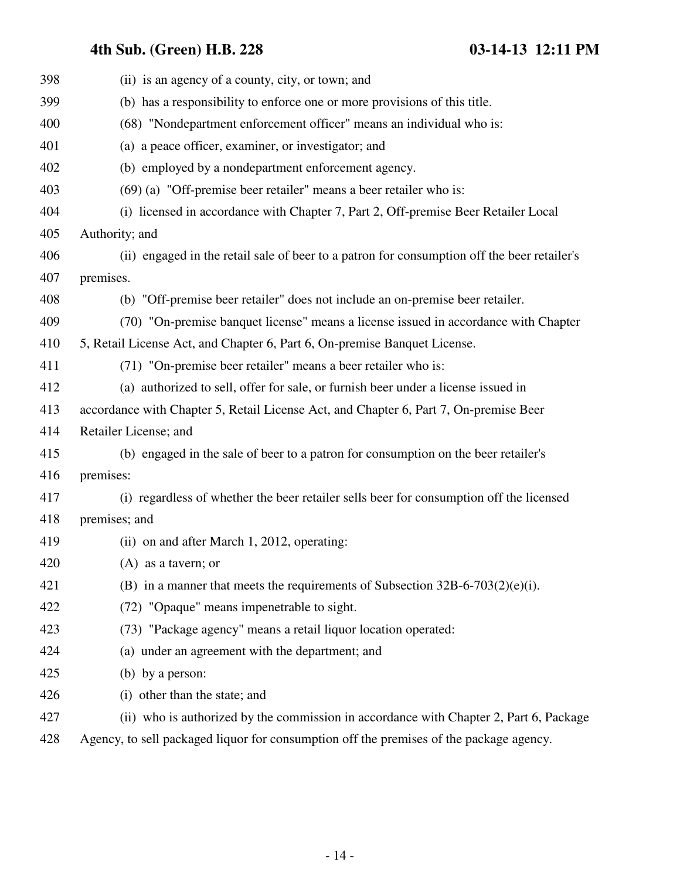(ii) is an agency of a county, city, or town; and

(b) has a responsibility to enforce one or more provisions of this title.

(68) "Nondepartment enforcement officer" means an individual who is:

(a) a peace officer, examiner, or investigator; and

(b) employed by a nondepartment enforcement agency.

(69) (a) "Off-premise beer retailer" means a beer retailer who is:

(i) licensed in accordance with Chapter 7, Part 2, Off-premise Beer Retailer Local Authority; and

(ii) engaged in the retail sale of beer to a patron for consumption off the beer retailer's premises.

(b) "Off-premise beer retailer" does not include an on-premise beer retailer.

(70) "On-premise banquet license" means a license issued in accordance with Chapter 5, Retail License Act, and Chapter 6, Part 6, On-premise Banquet License.

(71) "On-premise beer retailer" means a beer retailer who is:

(a) authorized to sell, offer for sale, or furnish beer under a license issued in accordance with Chapter 5, Retail License Act, and Chapter 6, Part 7, On-premise Beer Retailer License; and

(b) engaged in the sale of beer to a patron for consumption on the beer retailer's premises:

(i) regardless of whether the beer retailer sells beer for consumption off the licensed premises; and

(ii) on and after March 1, 2012, operating:

(A) as a tavern; or

(B) in a manner that meets the requirements of Subsection 32B-6-703(2)(e)(i).

(72) "Opaque" means impenetrable to sight.

(73) "Package agency" means a retail liquor location operated:

(a) under an agreement with the department; and

(b) by a person:

(i) other than the state; and

(ii) who is authorized by the commission in accordance with Chapter 2, Part 6, Package Agency, to sell packaged liquor for consumption off the premises of the package agency.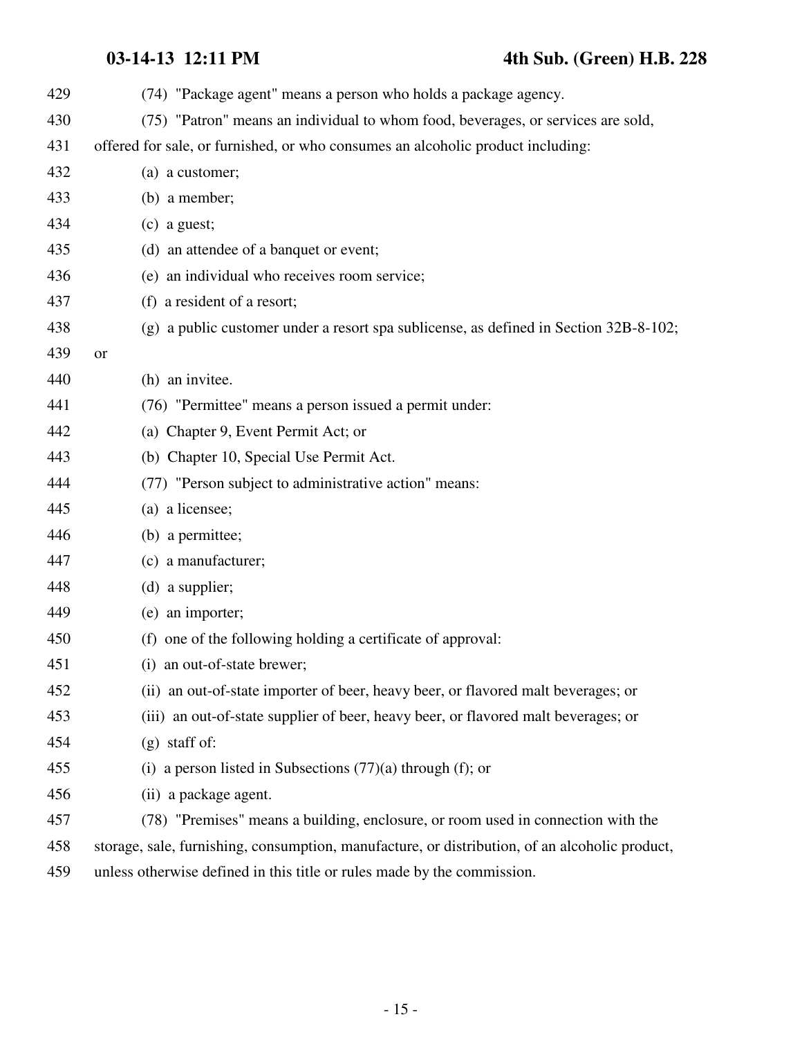(74) "Package agent" means a person who holds a package agency.

(75) "Patron" means an individual to whom food, beverages, or services are sold, offered for sale, or furnished, or who consumes an alcoholic product including:

(a) a customer;

(b) a member;

(c) a guest;

(d) an attendee of a banquet or event;

(e) an individual who receives room service;

(f) a resident of a resort;

(g) a public customer under a resort spa sublicense, as defined in Section 32B-8-102; or

(h) an invitee.

(76) "Permittee" means a person issued a permit under:

(a) Chapter 9, Event Permit Act; or

(b) Chapter 10, Special Use Permit Act.

(77) "Person subject to administrative action" means:

(a) a licensee;

(b) a permittee;

(c) a manufacturer;

(d) a supplier;

(e) an importer;

(f) one of the following holding a certificate of approval:

(i) an out-of-state brewer;

(ii) an out-of-state importer of beer, heavy beer, or flavored malt beverages; or

(iii) an out-of-state supplier of beer, heavy beer, or flavored malt beverages; or

(g) staff of:

(i) a person listed in Subsections (77)(a) through (f); or

(ii) a package agent.

(78) "Premises" means a building, enclosure, or room used in connection with the storage, sale, furnishing, consumption, manufacture, or distribution, of an alcoholic product, unless otherwise defined in this title or rules made by the commission.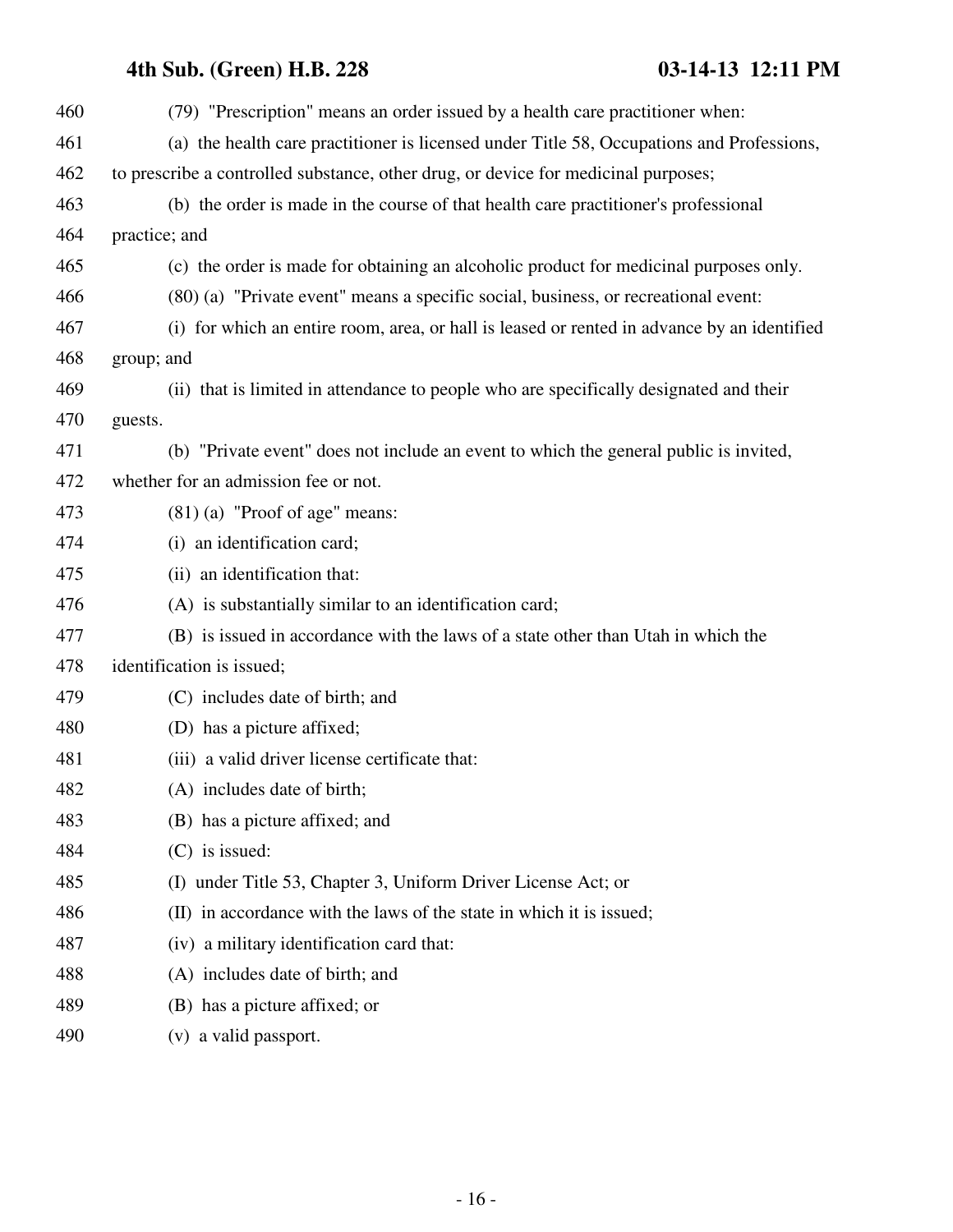(79) "Prescription" means an order issued by a health care practitioner when:

(a) the health care practitioner is licensed under Title 58, Occupations and Professions, to prescribe a controlled substance, other drug, or device for medicinal purposes;

(b) the order is made in the course of that health care practitioner's professional practice; and

(c) the order is made for obtaining an alcoholic product for medicinal purposes only.

(80) (a) "Private event" means a specific social, business, or recreational event:

(i) for which an entire room, area, or hall is leased or rented in advance by an identified group; and

(ii) that is limited in attendance to people who are specifically designated and their guests.

(b) "Private event" does not include an event to which the general public is invited, whether for an admission fee or not.

(81) (a) "Proof of age" means:

(i) an identification card;

(ii) an identification that:

(A) is substantially similar to an identification card;

(B) is issued in accordance with the laws of a state other than Utah in which the identification is issued;

(C) includes date of birth; and

(D) has a picture affixed;

(iii) a valid driver license certificate that:

(A) includes date of birth;

(B) has a picture affixed; and

(C) is issued:

(I) under Title 53, Chapter 3, Uniform Driver License Act; or

(II) in accordance with the laws of the state in which it is issued;

(iv) a military identification card that:

(A) includes date of birth; and

(B) has a picture affixed; or

(v) a valid passport.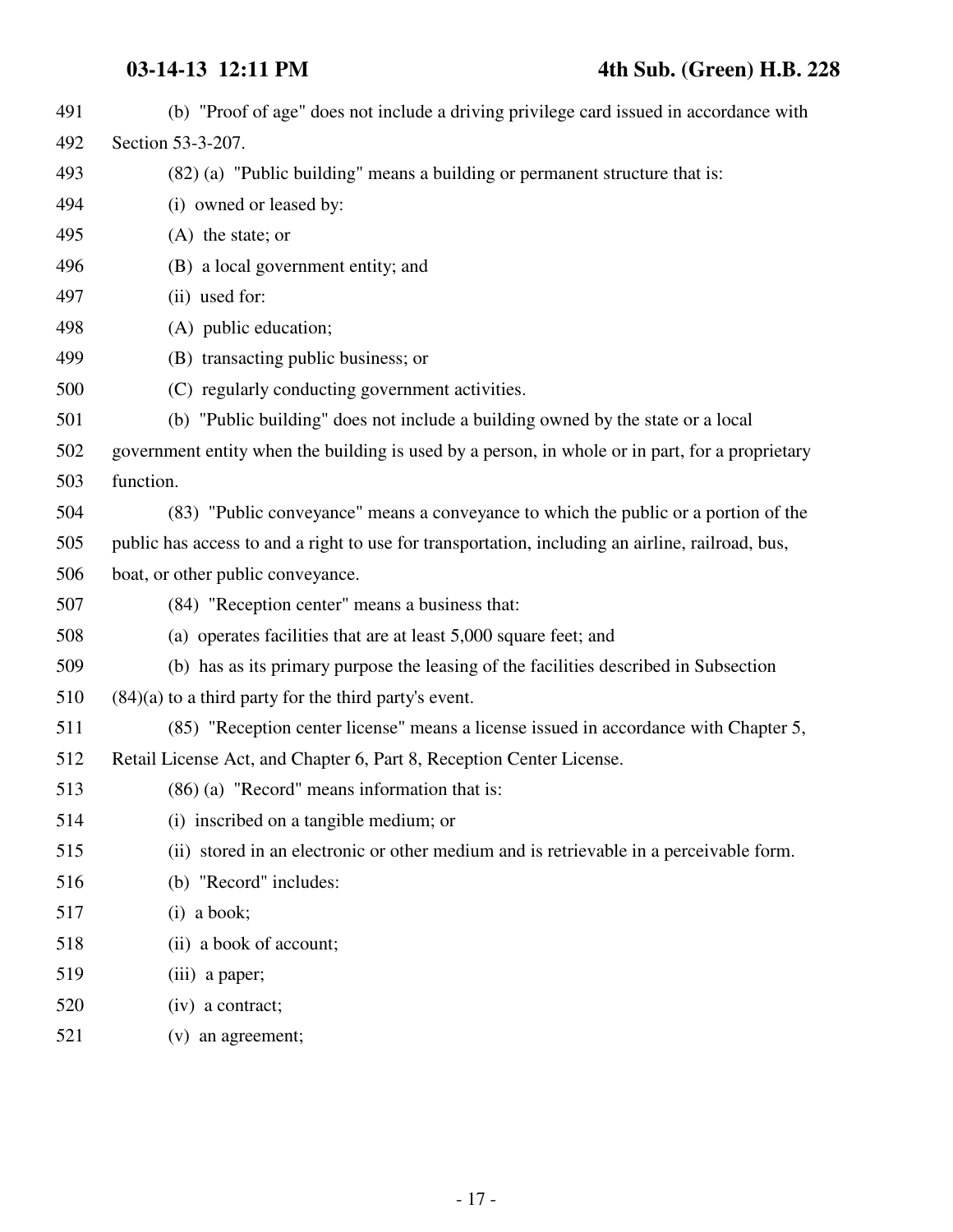(b) "Proof of age" does not include a driving privilege card issued in accordance with Section 53-3-207.

(82) (a) "Public building" means a building or permanent structure that is:

(i) owned or leased by:

(A) the state; or

(B) a local government entity; and

(ii) used for:

(A) public education;

(B) transacting public business; or

(C) regularly conducting government activities.

(b) "Public building" does not include a building owned by the state or a local government entity when the building is used by a person, in whole or in part, for a proprietary function.

(83) "Public conveyance" means a conveyance to which the public or a portion of the public has access to and a right to use for transportation, including an airline, railroad, bus, boat, or other public conveyance.

(84) "Reception center" means a business that:

(a) operates facilities that are at least 5,000 square feet; and

(b) has as its primary purpose the leasing of the facilities described in Subsection (84)(a) to a third party for the third party's event.

(85) "Reception center license" means a license issued in accordance with Chapter 5, Retail License Act, and Chapter 6, Part 8, Reception Center License.

(86) (a) "Record" means information that is:

(i) inscribed on a tangible medium; or

(ii) stored in an electronic or other medium and is retrievable in a perceivable form.

(b) "Record" includes:

(i) a book;

(ii) a book of account;

(iii) a paper;

(iv) a contract;

(v) an agreement;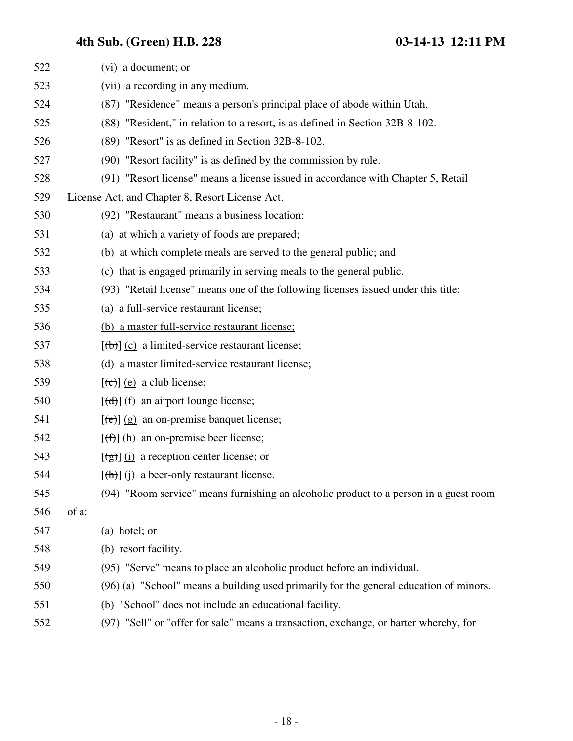522 (vi) a document; or

523 (vii) a recording in any medium.

524 (87) "Residence" means a person's principal place of abode within Utah.

525 (88) "Resident," in relation to a resort, is as defined in Section 32B-8-102.

526 (89) "Resort" is as defined in Section 32B-8-102.

527 (90) "Resort facility" is as defined by the commission by rule.

528 (91) "Resort license" means a license issued in accordance with Chapter 5, Retail

529 License Act, and Chapter 8, Resort License Act.

530 (92) "Restaurant" means a business location:

531 (a) at which a variety of foods are prepared;

532 (b) at which complete meals are served to the general public; and

533 (c) that is engaged primarily in serving meals to the general public.

534 (93) "Retail license" means one of the following licenses issued under this title:

535 (a) a full-service restaurant license;

536 <u>(b) a master full-service restaurant license;</u>

537 [~~(b)~~] <u>(c)</u> a limited-service restaurant license;

538 <u>(d) a master limited-service restaurant license;</u>

539 [~~(c)~~] <u>(e)</u> a club license;

540 [~~(d)~~] <u>(f)</u> an airport lounge license;

541 [~~(e)~~] <u>(g)</u> an on-premise banquet license;

542 [~~(f)~~] <u>(h)</u> an on-premise beer license;

543 [~~(g)~~] <u>(i)</u> a reception center license; or

544 [~~(h)~~] <u>(j)</u> a beer-only restaurant license.

545 (94) "Room service" means furnishing an alcoholic product to a person in a guest room

546 of a:

547 (a) hotel; or

548 (b) resort facility.

549 (95) "Serve" means to place an alcoholic product before an individual.

550 (96) (a) "School" means a building used primarily for the general education of minors.

551 (b) "School" does not include an educational facility.

552 (97) "Sell" or "offer for sale" means a transaction, exchange, or barter whereby, for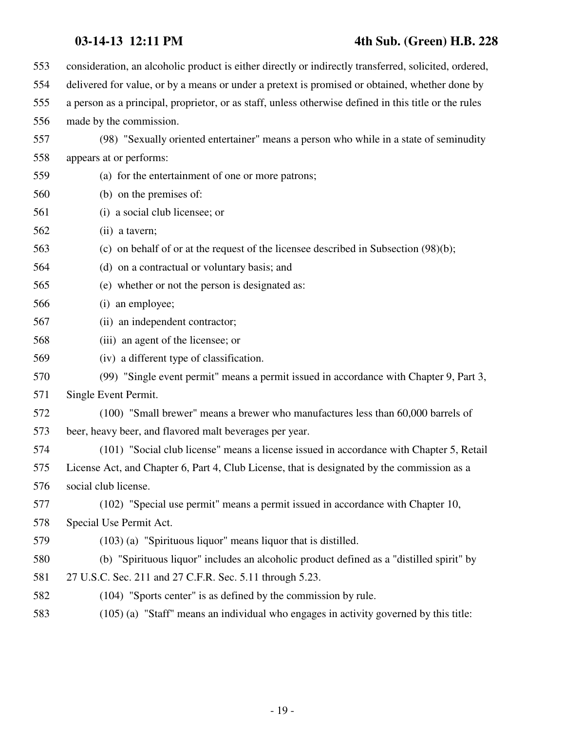consideration, an alcoholic product is either directly or indirectly transferred, solicited, ordered, delivered for value, or by a means or under a pretext is promised or obtained, whether done by a person as a principal, proprietor, or as staff, unless otherwise defined in this title or the rules made by the commission.

(98) "Sexually oriented entertainer" means a person who while in a state of seminudity appears at or performs:

(a) for the entertainment of one or more patrons;

(b) on the premises of:

(i) a social club licensee; or

(ii) a tavern;

(c) on behalf of or at the request of the licensee described in Subsection (98)(b);

(d) on a contractual or voluntary basis; and

(e) whether or not the person is designated as:

(i) an employee;

(ii) an independent contractor;

(iii) an agent of the licensee; or

(iv) a different type of classification.

(99) "Single event permit" means a permit issued in accordance with Chapter 9, Part 3, Single Event Permit.

(100) "Small brewer" means a brewer who manufactures less than 60,000 barrels of beer, heavy beer, and flavored malt beverages per year.

(101) "Social club license" means a license issued in accordance with Chapter 5, Retail License Act, and Chapter 6, Part 4, Club License, that is designated by the commission as a social club license.

(102) "Special use permit" means a permit issued in accordance with Chapter 10, Special Use Permit Act.

(103) (a) "Spirituous liquor" means liquor that is distilled.

(b) "Spirituous liquor" includes an alcoholic product defined as a "distilled spirit" by 27 U.S.C. Sec. 211 and 27 C.F.R. Sec. 5.11 through 5.23.

(104) "Sports center" is as defined by the commission by rule.

(105) (a) "Staff" means an individual who engages in activity governed by this title: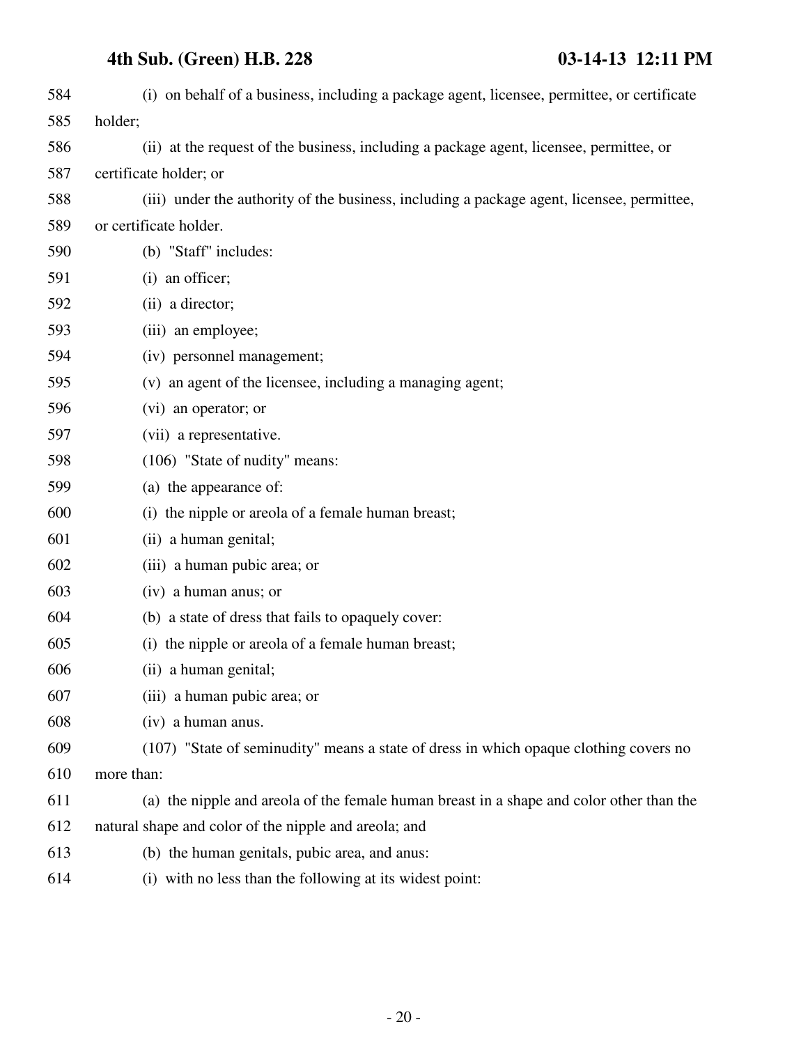(i) on behalf of a business, including a package agent, licensee, permittee, or certificate holder;

(ii) at the request of the business, including a package agent, licensee, permittee, or certificate holder; or

(iii) under the authority of the business, including a package agent, licensee, permittee, or certificate holder.

(b) "Staff" includes:

(i) an officer;

(ii) a director;

(iii) an employee;

(iv) personnel management;

(v) an agent of the licensee, including a managing agent;

(vi) an operator; or

(vii) a representative.

(106) "State of nudity" means:

(a) the appearance of:

(i) the nipple or areola of a female human breast;

(ii) a human genital;

(iii) a human pubic area; or

(iv) a human anus; or

(b) a state of dress that fails to opaquely cover:

(i) the nipple or areola of a female human breast;

(ii) a human genital;

(iii) a human pubic area; or

(iv) a human anus.

(107) "State of seminudity" means a state of dress in which opaque clothing covers no more than:

(a) the nipple and areola of the female human breast in a shape and color other than the natural shape and color of the nipple and areola; and

(b) the human genitals, pubic area, and anus:

(i) with no less than the following at its widest point: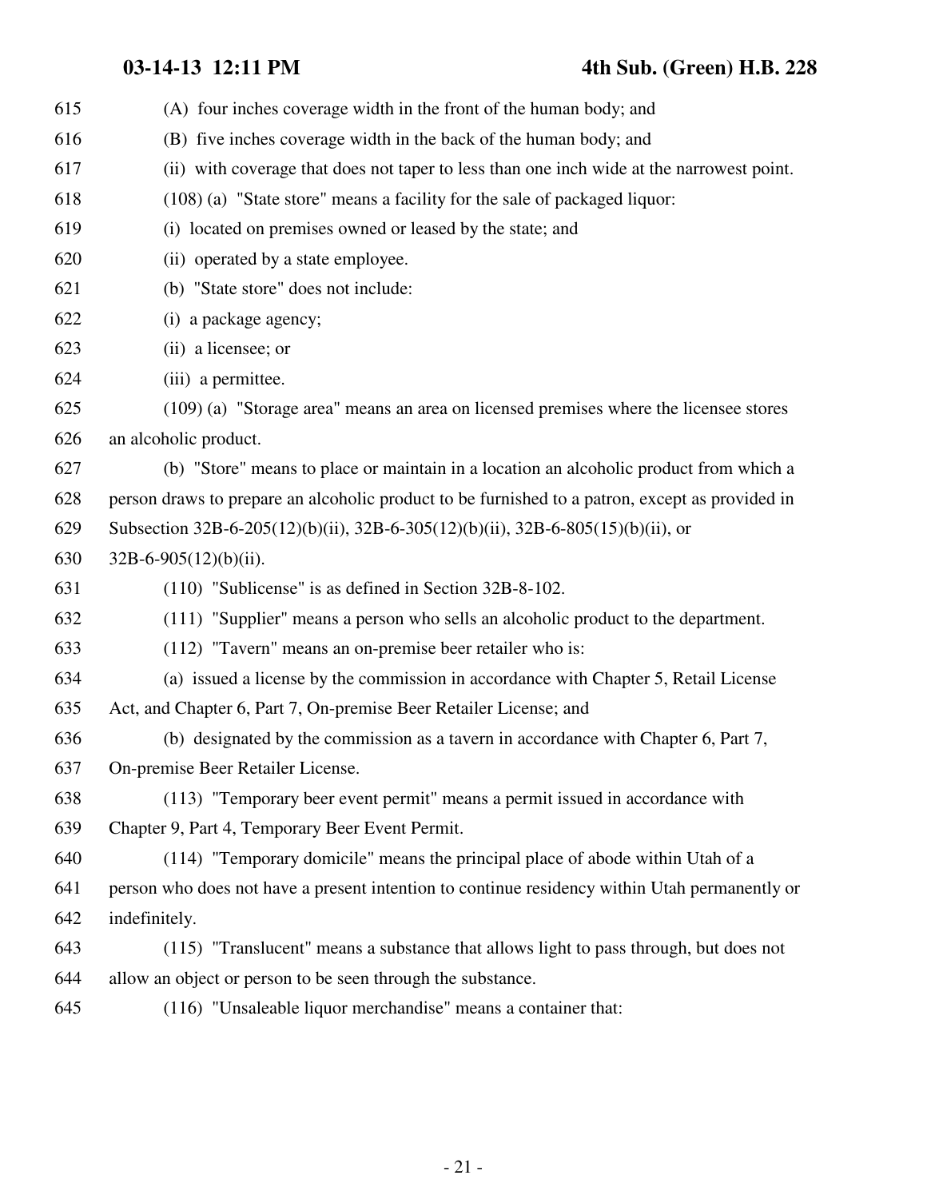(A) four inches coverage width in the front of the human body; and

(B) five inches coverage width in the back of the human body; and

(ii) with coverage that does not taper to less than one inch wide at the narrowest point.

(108) (a) "State store" means a facility for the sale of packaged liquor:

(i) located on premises owned or leased by the state; and

(ii) operated by a state employee.

(b) "State store" does not include:

(i) a package agency;

(ii) a licensee; or

(iii) a permittee.

(109) (a) "Storage area" means an area on licensed premises where the licensee stores an alcoholic product.

(b) "Store" means to place or maintain in a location an alcoholic product from which a person draws to prepare an alcoholic product to be furnished to a patron, except as provided in Subsection 32B-6-205(12)(b)(ii), 32B-6-305(12)(b)(ii), 32B-6-805(15)(b)(ii), or 32B-6-905(12)(b)(ii).

(110) "Sublicense" is as defined in Section 32B-8-102.

(111) "Supplier" means a person who sells an alcoholic product to the department.

(112) "Tavern" means an on-premise beer retailer who is:

(a) issued a license by the commission in accordance with Chapter 5, Retail License Act, and Chapter 6, Part 7, On-premise Beer Retailer License; and

(b) designated by the commission as a tavern in accordance with Chapter 6, Part 7, On-premise Beer Retailer License.

(113) "Temporary beer event permit" means a permit issued in accordance with Chapter 9, Part 4, Temporary Beer Event Permit.

(114) "Temporary domicile" means the principal place of abode within Utah of a person who does not have a present intention to continue residency within Utah permanently or indefinitely.

(115) "Translucent" means a substance that allows light to pass through, but does not allow an object or person to be seen through the substance.

(116) "Unsaleable liquor merchandise" means a container that: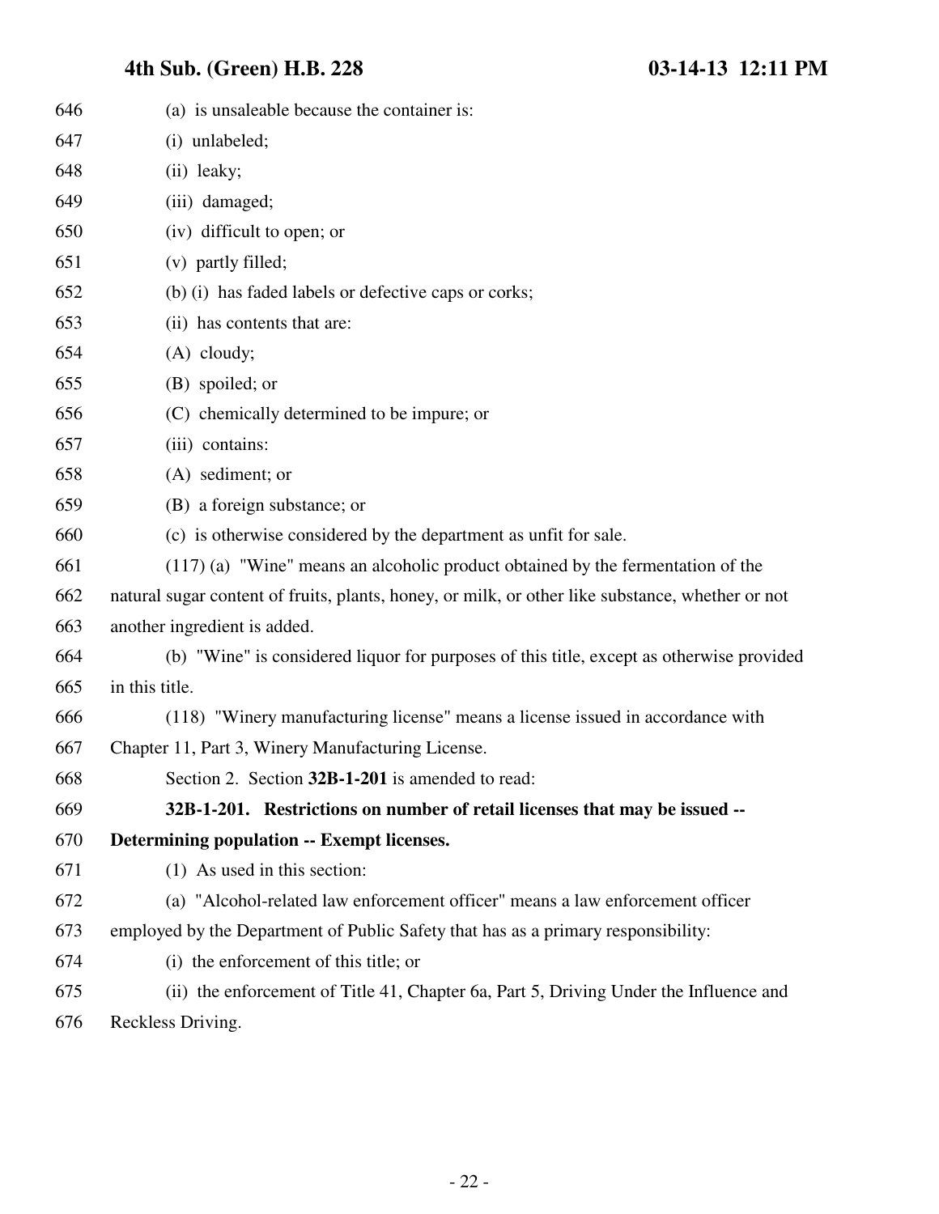(a) is unsaleable because the container is:

(i) unlabeled;

(ii) leaky;

(iii) damaged;

(iv) difficult to open; or

(v) partly filled;

(b) (i) has faded labels or defective caps or corks;

(ii) has contents that are:

(A) cloudy;

(B) spoiled; or

(C) chemically determined to be impure; or

(iii) contains:

(A) sediment; or

(B) a foreign substance; or

(c) is otherwise considered by the department as unfit for sale.

(117) (a) "Wine" means an alcoholic product obtained by the fermentation of the natural sugar content of fruits, plants, honey, or milk, or other like substance, whether or not another ingredient is added.

(b) "Wine" is considered liquor for purposes of this title, except as otherwise provided in this title.

(118) "Winery manufacturing license" means a license issued in accordance with Chapter 11, Part 3, Winery Manufacturing License.

Section 2. Section **32B-1-201** is amended to read:

**32B-1-201. Restrictions on number of retail licenses that may be issued -- Determining population -- Exempt licenses.**

(1) As used in this section:

(a) "Alcohol-related law enforcement officer" means a law enforcement officer employed by the Department of Public Safety that has as a primary responsibility:

(i) the enforcement of this title; or

(ii) the enforcement of Title 41, Chapter 6a, Part 5, Driving Under the Influence and Reckless Driving.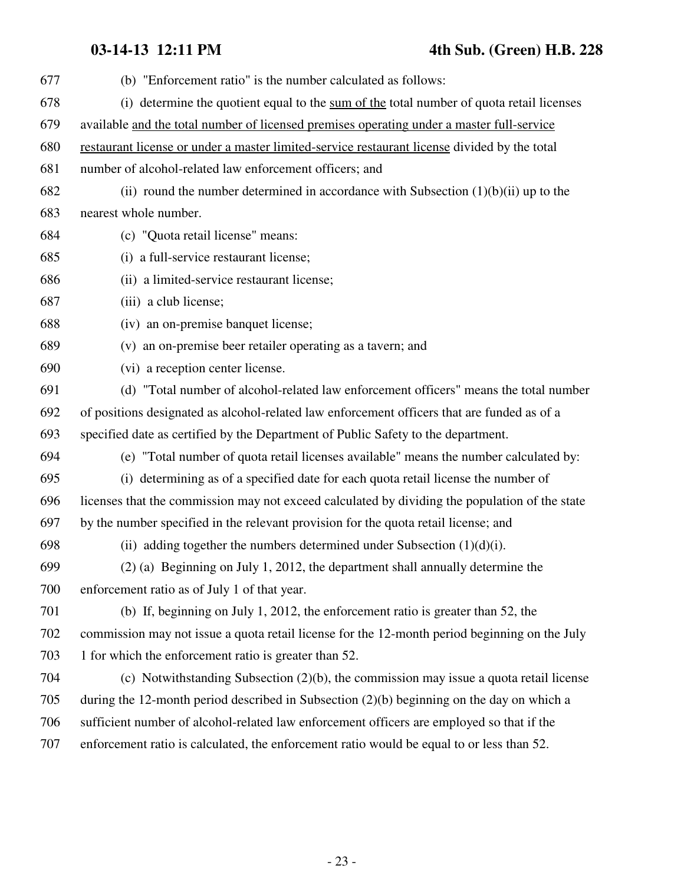(b) "Enforcement ratio" is the number calculated as follows:

(i) determine the quotient equal to the <u>sum of the</u> total number of quota retail licenses available <u>and the total number of licensed premises operating under a master full-service restaurant license or under a master limited-service restaurant license</u> divided by the total number of alcohol-related law enforcement officers; and

(ii) round the number determined in accordance with Subsection (1)(b)(ii) up to the nearest whole number.

(c) "Quota retail license" means:

(i) a full-service restaurant license;

(ii) a limited-service restaurant license;

(iii) a club license;

(iv) an on-premise banquet license;

(v) an on-premise beer retailer operating as a tavern; and

(vi) a reception center license.

(d) "Total number of alcohol-related law enforcement officers" means the total number of positions designated as alcohol-related law enforcement officers that are funded as of a specified date as certified by the Department of Public Safety to the department.

(e) "Total number of quota retail licenses available" means the number calculated by:

(i) determining as of a specified date for each quota retail license the number of licenses that the commission may not exceed calculated by dividing the population of the state by the number specified in the relevant provision for the quota retail license; and

(ii) adding together the numbers determined under Subsection (1)(d)(i).

(2) (a) Beginning on July 1, 2012, the department shall annually determine the enforcement ratio as of July 1 of that year.

(b) If, beginning on July 1, 2012, the enforcement ratio is greater than 52, the commission may not issue a quota retail license for the 12-month period beginning on the July 1 for which the enforcement ratio is greater than 52.

(c) Notwithstanding Subsection (2)(b), the commission may issue a quota retail license during the 12-month period described in Subsection (2)(b) beginning on the day on which a sufficient number of alcohol-related law enforcement officers are employed so that if the enforcement ratio is calculated, the enforcement ratio would be equal to or less than 52.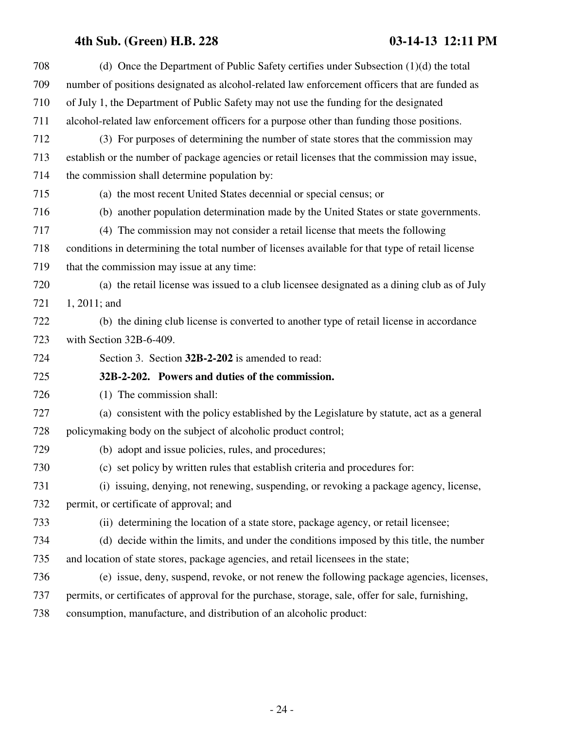(d) Once the Department of Public Safety certifies under Subsection (1)(d) the total number of positions designated as alcohol-related law enforcement officers that are funded as of July 1, the Department of Public Safety may not use the funding for the designated alcohol-related law enforcement officers for a purpose other than funding those positions.

(3) For purposes of determining the number of state stores that the commission may establish or the number of package agencies or retail licenses that the commission may issue, the commission shall determine population by:

(a) the most recent United States decennial or special census; or

(b) another population determination made by the United States or state governments.

(4) The commission may not consider a retail license that meets the following conditions in determining the total number of licenses available for that type of retail license that the commission may issue at any time:

(a) the retail license was issued to a club licensee designated as a dining club as of July 1, 2011; and

(b) the dining club license is converted to another type of retail license in accordance with Section 32B-6-409.

Section 3. Section **32B-2-202** is amended to read:

**32B-2-202. Powers and duties of the commission.**

(1) The commission shall:

(a) consistent with the policy established by the Legislature by statute, act as a general policymaking body on the subject of alcoholic product control;

(b) adopt and issue policies, rules, and procedures;

(c) set policy by written rules that establish criteria and procedures for:

(i) issuing, denying, not renewing, suspending, or revoking a package agency, license, permit, or certificate of approval; and

(ii) determining the location of a state store, package agency, or retail licensee;

(d) decide within the limits, and under the conditions imposed by this title, the number and location of state stores, package agencies, and retail licensees in the state;

(e) issue, deny, suspend, revoke, or not renew the following package agencies, licenses, permits, or certificates of approval for the purchase, storage, sale, offer for sale, furnishing, consumption, manufacture, and distribution of an alcoholic product: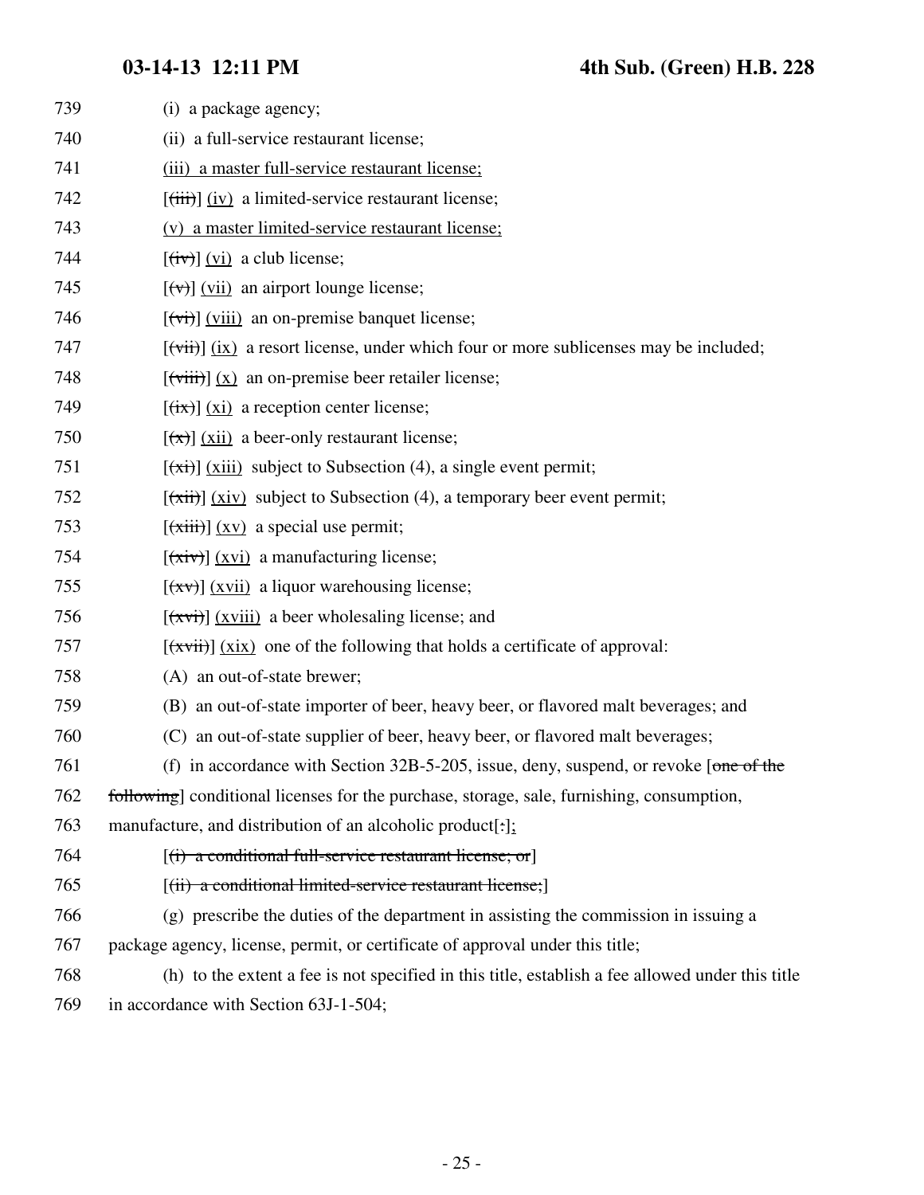739 (i) a package agency;

740 (ii) a full-service restaurant license;

741 (iii) a master full-service restaurant license;

742 [(iii)] (iv) a limited-service restaurant license;

743 (v) a master limited-service restaurant license;

744 [(iv)] (vi) a club license;

745 [(v)] (vii) an airport lounge license;

746 [(vi)] (viii) an on-premise banquet license;

747 [(vii)] (ix) a resort license, under which four or more sublicenses may be included;

748 [(viii)] (x) an on-premise beer retailer license;

749 [(ix)] (xi) a reception center license;

750 [(x)] (xii) a beer-only restaurant license;

751 [(xi)] (xiii) subject to Subsection (4), a single event permit;

752 [(xii)] (xiv) subject to Subsection (4), a temporary beer event permit;

753 [(xiii)] (xv) a special use permit;

754 [(xiv)] (xvi) a manufacturing license;

755 [(xv)] (xvii) a liquor warehousing license;

756 [(xvi)] (xviii) a beer wholesaling license; and

757 [(xvii)] (xix) one of the following that holds a certificate of approval:

758 (A) an out-of-state brewer;

759 (B) an out-of-state importer of beer, heavy beer, or flavored malt beverages; and

760 (C) an out-of-state supplier of beer, heavy beer, or flavored malt beverages;

761 (f) in accordance with Section 32B-5-205, issue, deny, suspend, or revoke [one of the

762 following] conditional licenses for the purchase, storage, sale, furnishing, consumption,

763 manufacture, and distribution of an alcoholic product[:];

764 [(i) a conditional full-service restaurant license; or]

765 [(ii) a conditional limited-service restaurant license;]

766 (g) prescribe the duties of the department in assisting the commission in issuing a

767 package agency, license, permit, or certificate of approval under this title;

768 (h) to the extent a fee is not specified in this title, establish a fee allowed under this title

769 in accordance with Section 63J-1-504;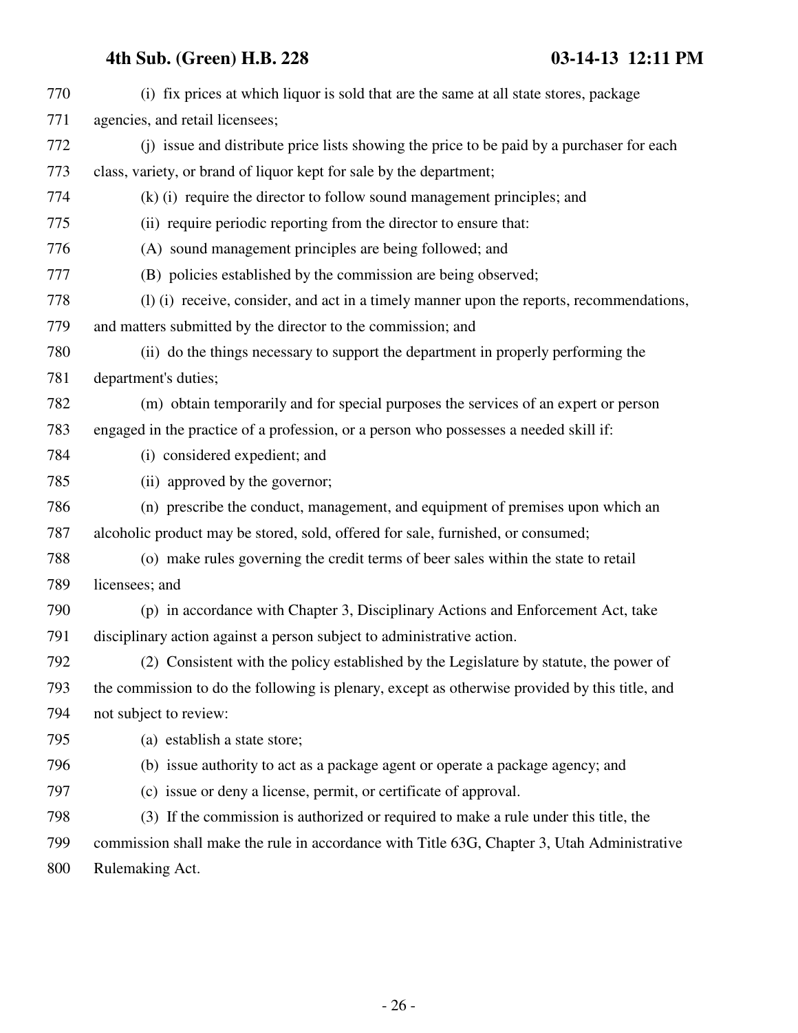(i) fix prices at which liquor is sold that are the same at all state stores, package agencies, and retail licensees;

(j) issue and distribute price lists showing the price to be paid by a purchaser for each class, variety, or brand of liquor kept for sale by the department;

(k) (i) require the director to follow sound management principles; and

(ii) require periodic reporting from the director to ensure that:

(A) sound management principles are being followed; and

(B) policies established by the commission are being observed;

(l) (i) receive, consider, and act in a timely manner upon the reports, recommendations, and matters submitted by the director to the commission; and

(ii) do the things necessary to support the department in properly performing the department's duties;

(m) obtain temporarily and for special purposes the services of an expert or person engaged in the practice of a profession, or a person who possesses a needed skill if:

(i) considered expedient; and

(ii) approved by the governor;

(n) prescribe the conduct, management, and equipment of premises upon which an alcoholic product may be stored, sold, offered for sale, furnished, or consumed;

(o) make rules governing the credit terms of beer sales within the state to retail licensees; and

(p) in accordance with Chapter 3, Disciplinary Actions and Enforcement Act, take disciplinary action against a person subject to administrative action.

(2) Consistent with the policy established by the Legislature by statute, the power of the commission to do the following is plenary, except as otherwise provided by this title, and not subject to review:

(a) establish a state store;

(b) issue authority to act as a package agent or operate a package agency; and

(c) issue or deny a license, permit, or certificate of approval.

(3) If the commission is authorized or required to make a rule under this title, the commission shall make the rule in accordance with Title 63G, Chapter 3, Utah Administrative Rulemaking Act.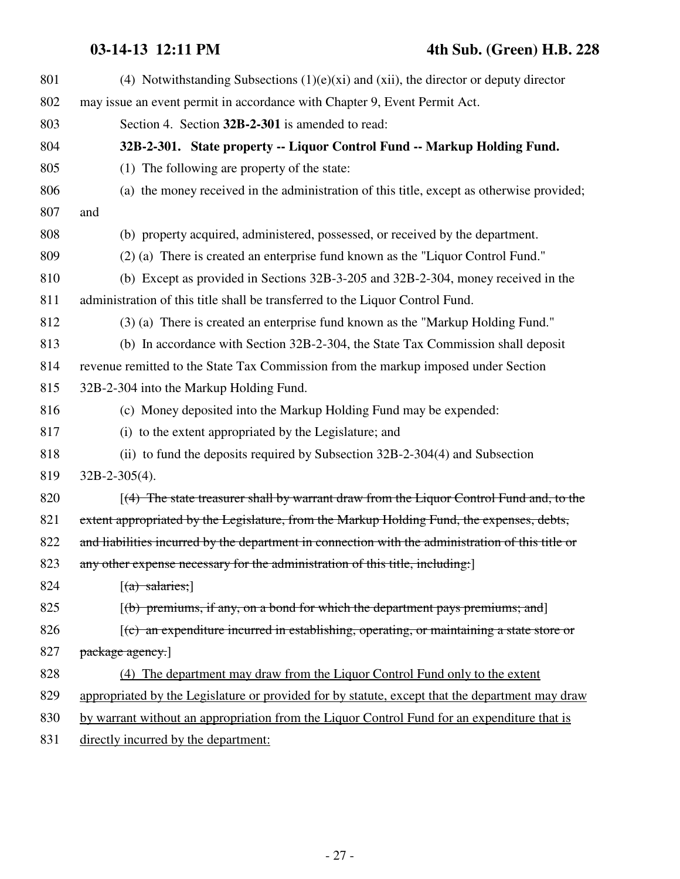801 (4) Notwithstanding Subsections (1)(e)(xi) and (xii), the director or deputy director
802 may issue an event permit in accordance with Chapter 9, Event Permit Act.

803 Section 4. Section **32B-2-301** is amended to read:

804 **32B-2-301. State property -- Liquor Control Fund -- Markup Holding Fund.**

805 (1) The following are property of the state:

806 (a) the money received in the administration of this title, except as otherwise provided;
807 and

808 (b) property acquired, administered, possessed, or received by the department.

809 (2) (a) There is created an enterprise fund known as the "Liquor Control Fund."

810 (b) Except as provided in Sections 32B-3-205 and 32B-2-304, money received in the
811 administration of this title shall be transferred to the Liquor Control Fund.

812 (3) (a) There is created an enterprise fund known as the "Markup Holding Fund."

813 (b) In accordance with Section 32B-2-304, the State Tax Commission shall deposit
814 revenue remitted to the State Tax Commission from the markup imposed under Section
815 32B-2-304 into the Markup Holding Fund.

816 (c) Money deposited into the Markup Holding Fund may be expended:

817 (i) to the extent appropriated by the Legislature; and

818 (ii) to fund the deposits required by Subsection 32B-2-304(4) and Subsection
819 32B-2-305(4).

820 [~~(4) The state treasurer shall by warrant draw from the Liquor Control Fund and, to the~~
821 ~~extent appropriated by the Legislature, from the Markup Holding Fund, the expenses, debts,~~
822 ~~and liabilities incurred by the department in connection with the administration of this title or~~
823 ~~any other expense necessary for the administration of this title, including:~~]

824 [~~(a) salaries;~~]

825 [~~(b) premiums, if any, on a bond for which the department pays premiums; and~~]

826 [~~(c) an expenditure incurred in establishing, operating, or maintaining a state store or~~
827 ~~package agency.~~]

828 <u>(4) The department may draw from the Liquor Control Fund only to the extent</u>
829 <u>appropriated by the Legislature or provided for by statute, except that the department may draw</u>
830 <u>by warrant without an appropriation from the Liquor Control Fund for an expenditure that is</u>
831 <u>directly incurred by the department:</u>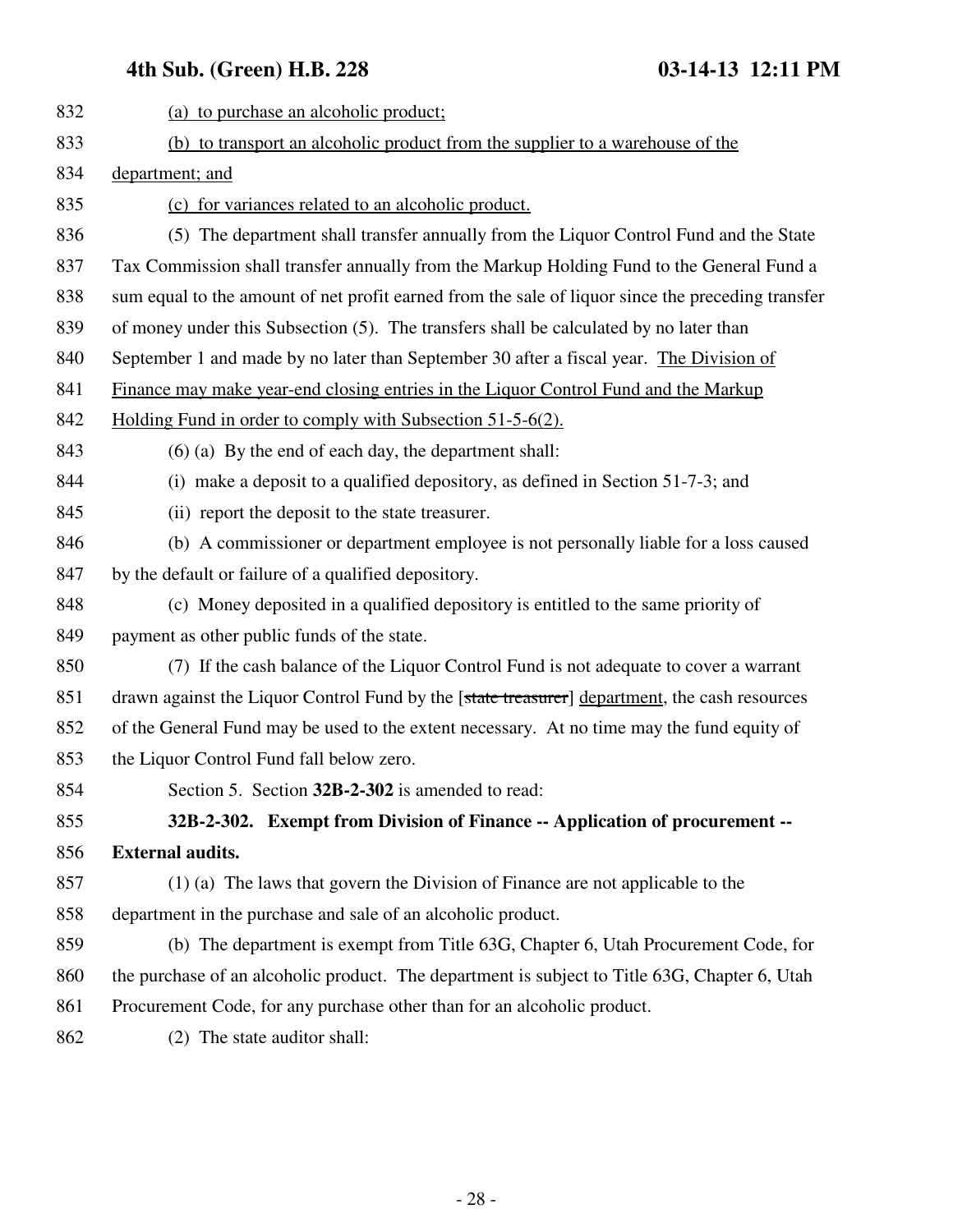(a) to purchase an alcoholic product;

(b) to transport an alcoholic product from the supplier to a warehouse of the department; and

(c) for variances related to an alcoholic product.

(5) The department shall transfer annually from the Liquor Control Fund and the State Tax Commission shall transfer annually from the Markup Holding Fund to the General Fund a sum equal to the amount of net profit earned from the sale of liquor since the preceding transfer of money under this Subsection (5). The transfers shall be calculated by no later than September 1 and made by no later than September 30 after a fiscal year. The Division of Finance may make year-end closing entries in the Liquor Control Fund and the Markup Holding Fund in order to comply with Subsection 51-5-6(2).

(6) (a) By the end of each day, the department shall:

(i) make a deposit to a qualified depository, as defined in Section 51-7-3; and

(ii) report the deposit to the state treasurer.

(b) A commissioner or department employee is not personally liable for a loss caused by the default or failure of a qualified depository.

(c) Money deposited in a qualified depository is entitled to the same priority of payment as other public funds of the state.

(7) If the cash balance of the Liquor Control Fund is not adequate to cover a warrant drawn against the Liquor Control Fund by the [~~state treasurer~~] department, the cash resources of the General Fund may be used to the extent necessary. At no time may the fund equity of the Liquor Control Fund fall below zero.

Section 5. Section **32B-2-302** is amended to read:

**32B-2-302. Exempt from Division of Finance -- Application of procurement -- External audits.**

(1) (a) The laws that govern the Division of Finance are not applicable to the department in the purchase and sale of an alcoholic product.

(b) The department is exempt from Title 63G, Chapter 6, Utah Procurement Code, for the purchase of an alcoholic product. The department is subject to Title 63G, Chapter 6, Utah Procurement Code, for any purchase other than for an alcoholic product.

(2) The state auditor shall: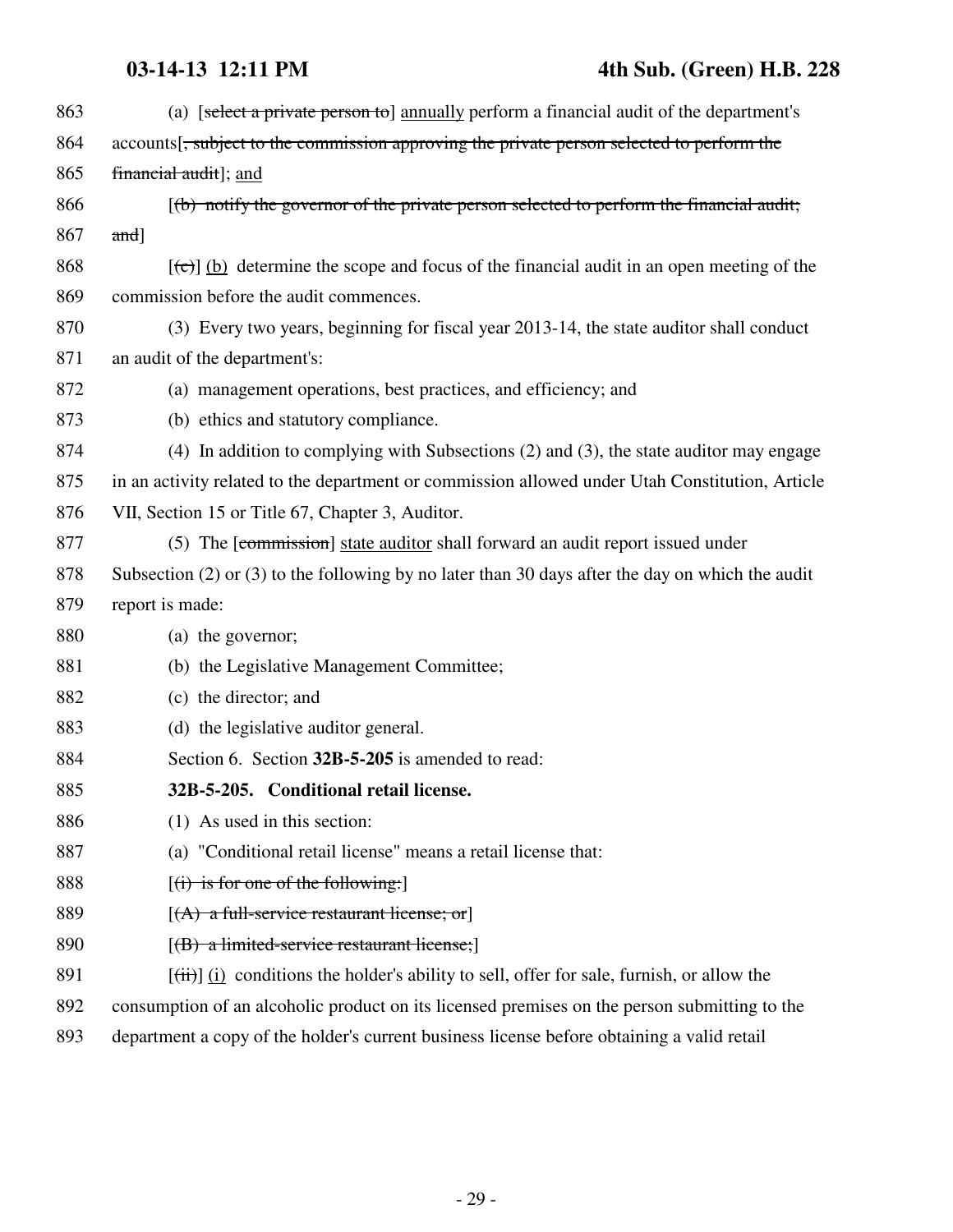863 (a) [~~select a private person to~~] annually perform a financial audit of the department's

864 accounts[~~, subject to the commission approving the private person selected to perform the~~

865 ~~financial audit~~]; and

866 [~~(b) notify the governor of the private person selected to perform the financial audit;~~

867 ~~and~~]

868 [~~(c)~~] (b) determine the scope and focus of the financial audit in an open meeting of the

869 commission before the audit commences.

870 (3) Every two years, beginning for fiscal year 2013-14, the state auditor shall conduct

871 an audit of the department's:

872 (a) management operations, best practices, and efficiency; and

873 (b) ethics and statutory compliance.

874 (4) In addition to complying with Subsections (2) and (3), the state auditor may engage

875 in an activity related to the department or commission allowed under Utah Constitution, Article

876 VII, Section 15 or Title 67, Chapter 3, Auditor.

877 (5) The [~~commission~~] state auditor shall forward an audit report issued under

878 Subsection (2) or (3) to the following by no later than 30 days after the day on which the audit

879 report is made:

880 (a) the governor;

881 (b) the Legislative Management Committee;

882 (c) the director; and

883 (d) the legislative auditor general.

884 Section 6. Section **32B-5-205** is amended to read:

885 **32B-5-205. Conditional retail license.**

886 (1) As used in this section:

887 (a) "Conditional retail license" means a retail license that:

888 [~~(i) is for one of the following:~~]

889 [~~(A) a full-service restaurant license; or~~]

890 [~~(B) a limited-service restaurant license;~~]

891 [~~(ii)~~] (i) conditions the holder's ability to sell, offer for sale, furnish, or allow the

892 consumption of an alcoholic product on its licensed premises on the person submitting to the

893 department a copy of the holder's current business license before obtaining a valid retail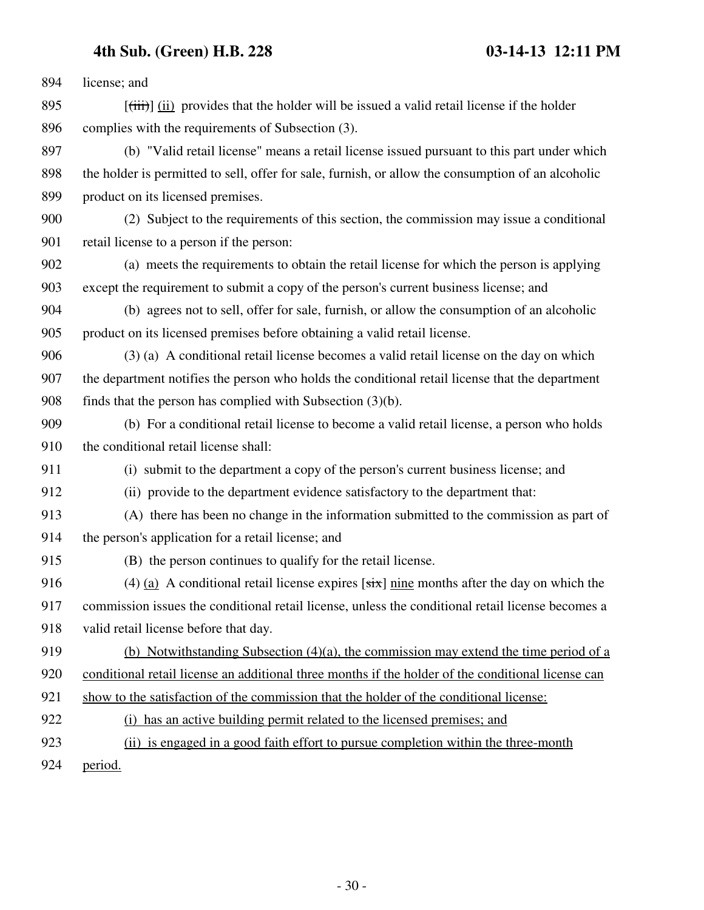license; and

[~~(iii)~~] <u>(ii)</u> provides that the holder will be issued a valid retail license if the holder complies with the requirements of Subsection (3).

(b) "Valid retail license" means a retail license issued pursuant to this part under which the holder is permitted to sell, offer for sale, furnish, or allow the consumption of an alcoholic product on its licensed premises.

(2) Subject to the requirements of this section, the commission may issue a conditional retail license to a person if the person:

(a) meets the requirements to obtain the retail license for which the person is applying except the requirement to submit a copy of the person's current business license; and

(b) agrees not to sell, offer for sale, furnish, or allow the consumption of an alcoholic product on its licensed premises before obtaining a valid retail license.

(3) (a) A conditional retail license becomes a valid retail license on the day on which the department notifies the person who holds the conditional retail license that the department finds that the person has complied with Subsection (3)(b).

(b) For a conditional retail license to become a valid retail license, a person who holds the conditional retail license shall:

(i) submit to the department a copy of the person's current business license; and

(ii) provide to the department evidence satisfactory to the department that:

(A) there has been no change in the information submitted to the commission as part of the person's application for a retail license; and

(B) the person continues to qualify for the retail license.

(4) <u>(a)</u> A conditional retail license expires [~~six~~] <u>nine</u> months after the day on which the commission issues the conditional retail license, unless the conditional retail license becomes a valid retail license before that day.

<u>(b) Notwithstanding Subsection (4)(a), the commission may extend the time period of a conditional retail license an additional three months if the holder of the conditional license can show to the satisfaction of the commission that the holder of the conditional license:</u>

<u>(i) has an active building permit related to the licensed premises; and</u>

<u>(ii) is engaged in a good faith effort to pursue completion within the three-month period.</u>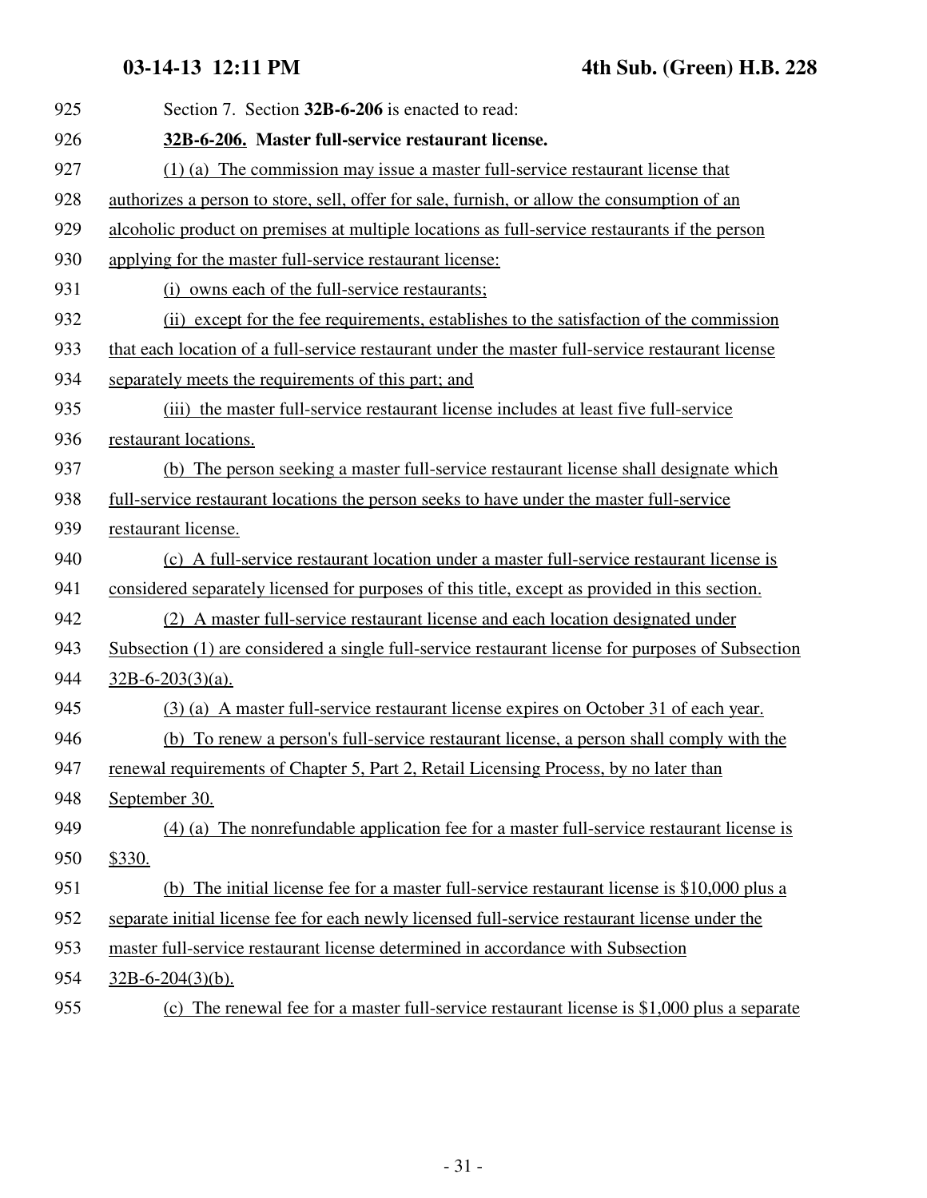Section 7. Section **32B-6-206** is enacted to read:

**32B-6-206. Master full-service restaurant license.**

(1) (a) The commission may issue a master full-service restaurant license that authorizes a person to store, sell, offer for sale, furnish, or allow the consumption of an alcoholic product on premises at multiple locations as full-service restaurants if the person applying for the master full-service restaurant license:

(i) owns each of the full-service restaurants;

(ii) except for the fee requirements, establishes to the satisfaction of the commission that each location of a full-service restaurant under the master full-service restaurant license separately meets the requirements of this part; and

(iii) the master full-service restaurant license includes at least five full-service restaurant locations.

(b) The person seeking a master full-service restaurant license shall designate which full-service restaurant locations the person seeks to have under the master full-service restaurant license.

(c) A full-service restaurant location under a master full-service restaurant license is considered separately licensed for purposes of this title, except as provided in this section.

(2) A master full-service restaurant license and each location designated under Subsection (1) are considered a single full-service restaurant license for purposes of Subsection 32B-6-203(3)(a).

(3) (a) A master full-service restaurant license expires on October 31 of each year.

(b) To renew a person's full-service restaurant license, a person shall comply with the renewal requirements of Chapter 5, Part 2, Retail Licensing Process, by no later than September 30.

(4) (a) The nonrefundable application fee for a master full-service restaurant license is $330.

(b) The initial license fee for a master full-service restaurant license is $10,000 plus a separate initial license fee for each newly licensed full-service restaurant license under the master full-service restaurant license determined in accordance with Subsection 32B-6-204(3)(b).

(c) The renewal fee for a master full-service restaurant license is $1,000 plus a separate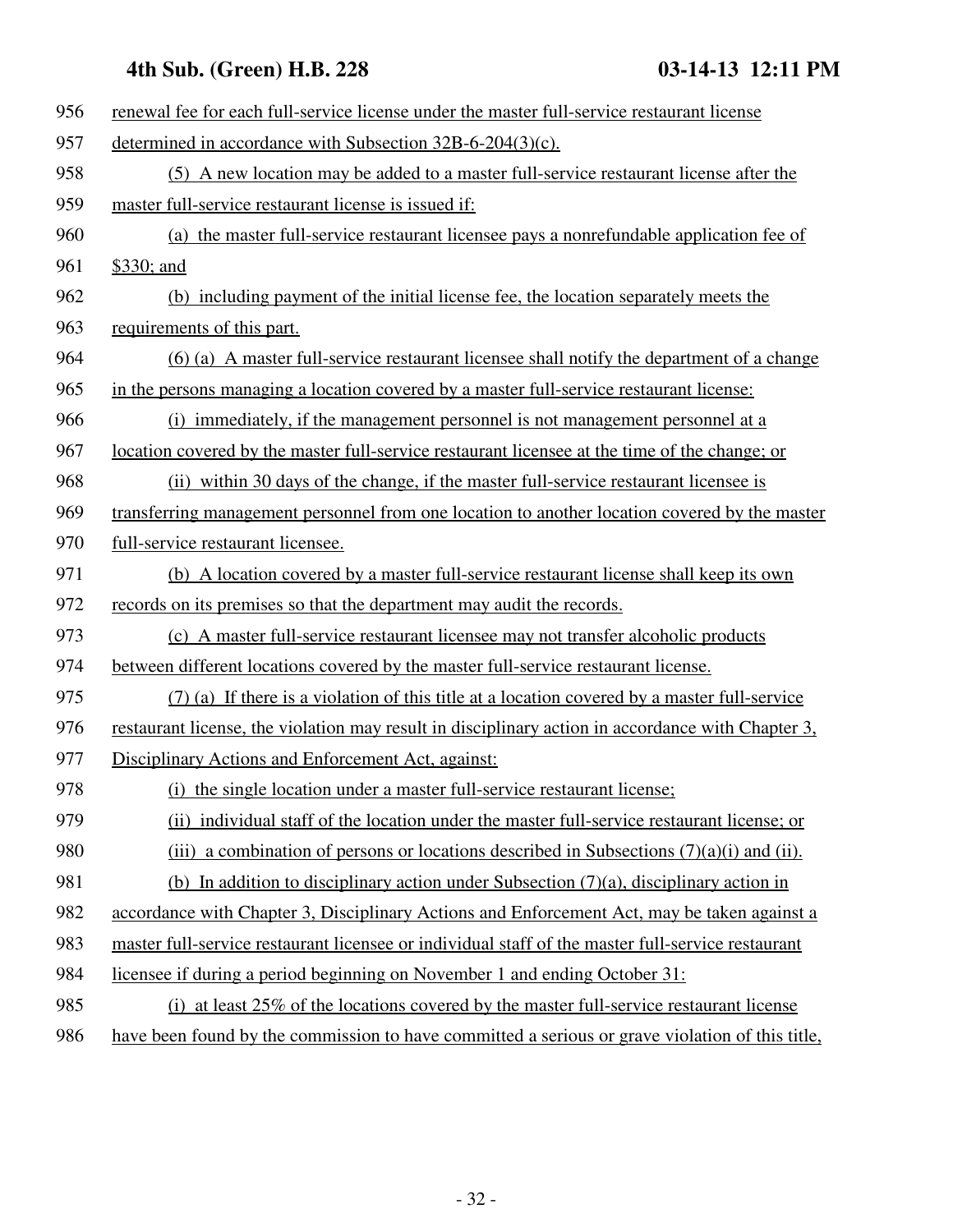renewal fee for each full-service license under the master full-service restaurant license determined in accordance with Subsection 32B-6-204(3)(c).

(5) A new location may be added to a master full-service restaurant license after the master full-service restaurant license is issued if:

(a) the master full-service restaurant licensee pays a nonrefundable application fee of $330; and

(b) including payment of the initial license fee, the location separately meets the requirements of this part.

(6) (a) A master full-service restaurant licensee shall notify the department of a change in the persons managing a location covered by a master full-service restaurant license:

(i) immediately, if the management personnel is not management personnel at a location covered by the master full-service restaurant licensee at the time of the change; or

(ii) within 30 days of the change, if the master full-service restaurant licensee is transferring management personnel from one location to another location covered by the master full-service restaurant licensee.

(b) A location covered by a master full-service restaurant license shall keep its own records on its premises so that the department may audit the records.

(c) A master full-service restaurant licensee may not transfer alcoholic products between different locations covered by the master full-service restaurant license.

(7) (a) If there is a violation of this title at a location covered by a master full-service restaurant license, the violation may result in disciplinary action in accordance with Chapter 3, Disciplinary Actions and Enforcement Act, against:

(i) the single location under a master full-service restaurant license;

(ii) individual staff of the location under the master full-service restaurant license; or

(iii) a combination of persons or locations described in Subsections (7)(a)(i) and (ii).

(b) In addition to disciplinary action under Subsection (7)(a), disciplinary action in accordance with Chapter 3, Disciplinary Actions and Enforcement Act, may be taken against a master full-service restaurant licensee or individual staff of the master full-service restaurant licensee if during a period beginning on November 1 and ending October 31:

(i) at least 25% of the locations covered by the master full-service restaurant license have been found by the commission to have committed a serious or grave violation of this title,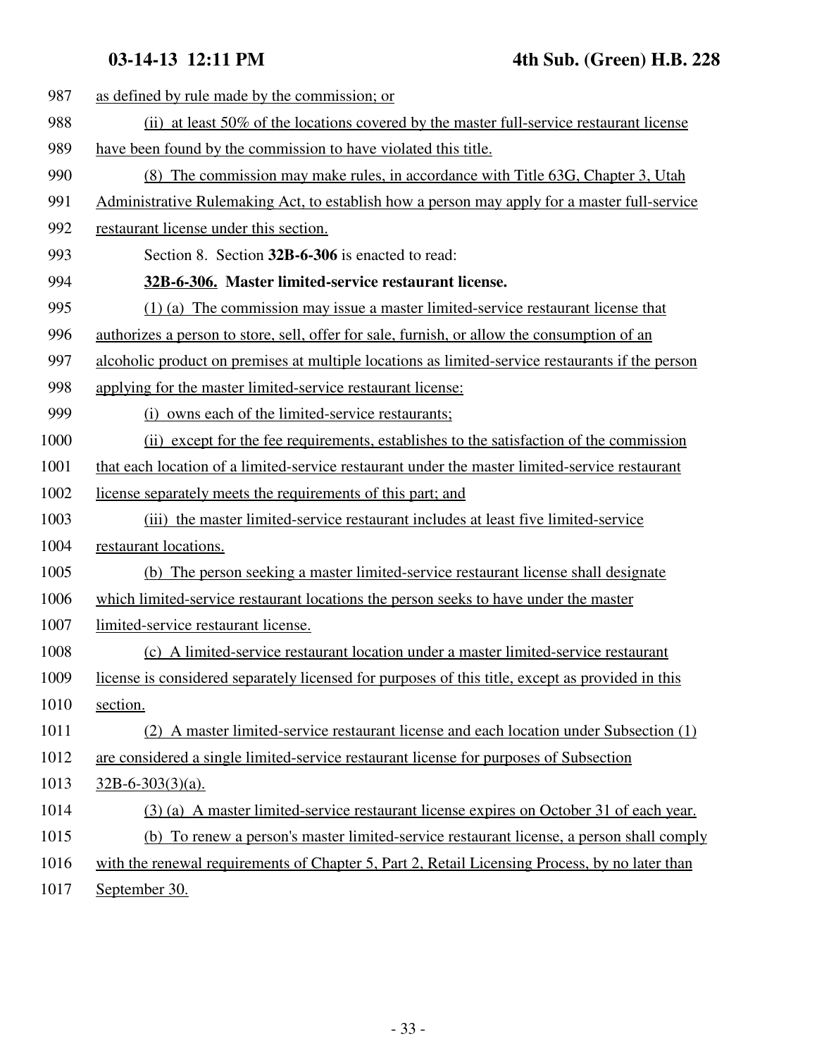as defined by rule made by the commission; or

(ii) at least 50% of the locations covered by the master full-service restaurant license have been found by the commission to have violated this title.

(8) The commission may make rules, in accordance with Title 63G, Chapter 3, Utah Administrative Rulemaking Act, to establish how a person may apply for a master full-service restaurant license under this section.

Section 8. Section **32B-6-306** is enacted to read:

**32B-6-306. Master limited-service restaurant license.**

(1) (a) The commission may issue a master limited-service restaurant license that authorizes a person to store, sell, offer for sale, furnish, or allow the consumption of an alcoholic product on premises at multiple locations as limited-service restaurants if the person applying for the master limited-service restaurant license:

(i) owns each of the limited-service restaurants;

(ii) except for the fee requirements, establishes to the satisfaction of the commission that each location of a limited-service restaurant under the master limited-service restaurant license separately meets the requirements of this part; and

(iii) the master limited-service restaurant includes at least five limited-service restaurant locations.

(b) The person seeking a master limited-service restaurant license shall designate which limited-service restaurant locations the person seeks to have under the master limited-service restaurant license.

(c) A limited-service restaurant location under a master limited-service restaurant license is considered separately licensed for purposes of this title, except as provided in this section.

(2) A master limited-service restaurant license and each location under Subsection (1) are considered a single limited-service restaurant license for purposes of Subsection 32B-6-303(3)(a).

(3) (a) A master limited-service restaurant license expires on October 31 of each year.

(b) To renew a person's master limited-service restaurant license, a person shall comply with the renewal requirements of Chapter 5, Part 2, Retail Licensing Process, by no later than September 30.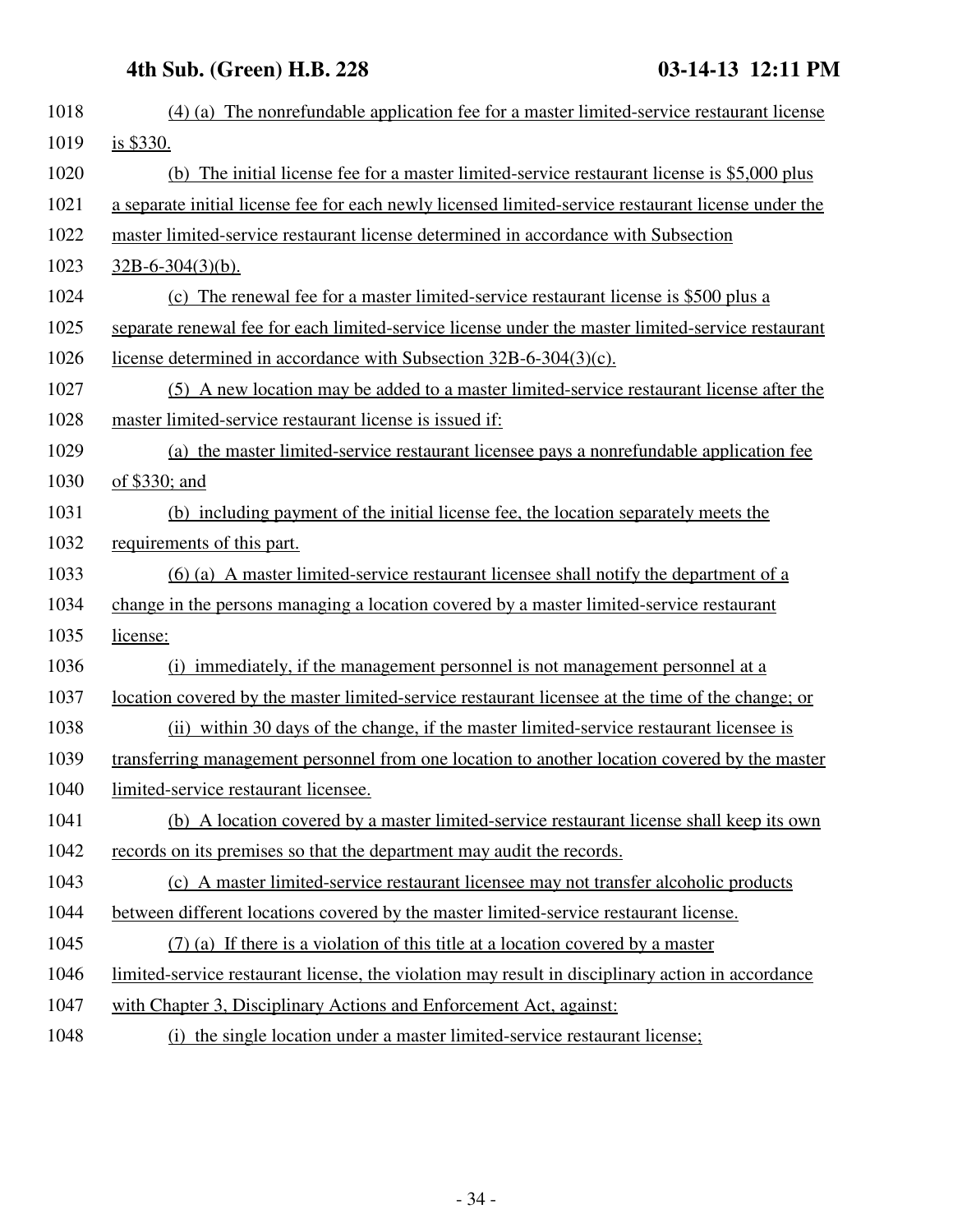(4) (a) The nonrefundable application fee for a master limited-service restaurant license is $330.

(b) The initial license fee for a master limited-service restaurant license is $5,000 plus a separate initial license fee for each newly licensed limited-service restaurant license under the master limited-service restaurant license determined in accordance with Subsection 32B-6-304(3)(b).

(c) The renewal fee for a master limited-service restaurant license is $500 plus a separate renewal fee for each limited-service license under the master limited-service restaurant license determined in accordance with Subsection 32B-6-304(3)(c).

(5) A new location may be added to a master limited-service restaurant license after the master limited-service restaurant license is issued if:

(a) the master limited-service restaurant licensee pays a nonrefundable application fee of $330; and

(b) including payment of the initial license fee, the location separately meets the requirements of this part.

(6) (a) A master limited-service restaurant licensee shall notify the department of a change in the persons managing a location covered by a master limited-service restaurant license:

(i) immediately, if the management personnel is not management personnel at a location covered by the master limited-service restaurant licensee at the time of the change; or

(ii) within 30 days of the change, if the master limited-service restaurant licensee is transferring management personnel from one location to another location covered by the master limited-service restaurant licensee.

(b) A location covered by a master limited-service restaurant license shall keep its own records on its premises so that the department may audit the records.

(c) A master limited-service restaurant licensee may not transfer alcoholic products between different locations covered by the master limited-service restaurant license.

(7) (a) If there is a violation of this title at a location covered by a master limited-service restaurant license, the violation may result in disciplinary action in accordance with Chapter 3, Disciplinary Actions and Enforcement Act, against:

(i) the single location under a master limited-service restaurant license;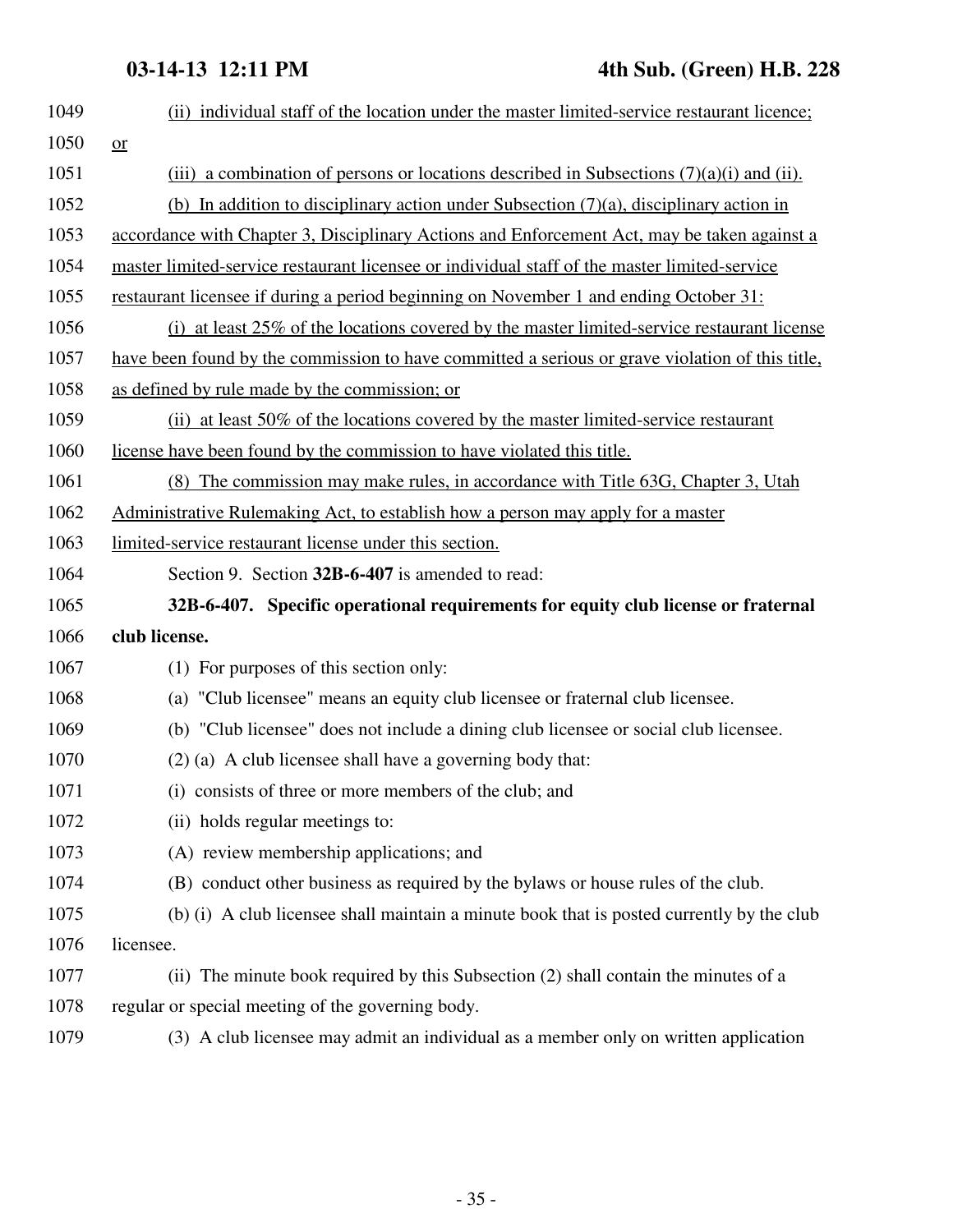(ii) individual staff of the location under the master limited-service restaurant licence; or

(iii) a combination of persons or locations described in Subsections (7)(a)(i) and (ii).

(b) In addition to disciplinary action under Subsection (7)(a), disciplinary action in accordance with Chapter 3, Disciplinary Actions and Enforcement Act, may be taken against a master limited-service restaurant licensee or individual staff of the master limited-service restaurant licensee if during a period beginning on November 1 and ending October 31:

(i) at least 25% of the locations covered by the master limited-service restaurant license have been found by the commission to have committed a serious or grave violation of this title, as defined by rule made by the commission; or

(ii) at least 50% of the locations covered by the master limited-service restaurant license have been found by the commission to have violated this title.

(8) The commission may make rules, in accordance with Title 63G, Chapter 3, Utah Administrative Rulemaking Act, to establish how a person may apply for a master limited-service restaurant license under this section.

Section 9. Section **32B-6-407** is amended to read:

**32B-6-407. Specific operational requirements for equity club license or fraternal club license.**

(1) For purposes of this section only:

(a) "Club licensee" means an equity club licensee or fraternal club licensee.

(b) "Club licensee" does not include a dining club licensee or social club licensee.

(2) (a) A club licensee shall have a governing body that:

(i) consists of three or more members of the club; and

(ii) holds regular meetings to:

(A) review membership applications; and

(B) conduct other business as required by the bylaws or house rules of the club.

(b) (i) A club licensee shall maintain a minute book that is posted currently by the club licensee.

(ii) The minute book required by this Subsection (2) shall contain the minutes of a regular or special meeting of the governing body.

(3) A club licensee may admit an individual as a member only on written application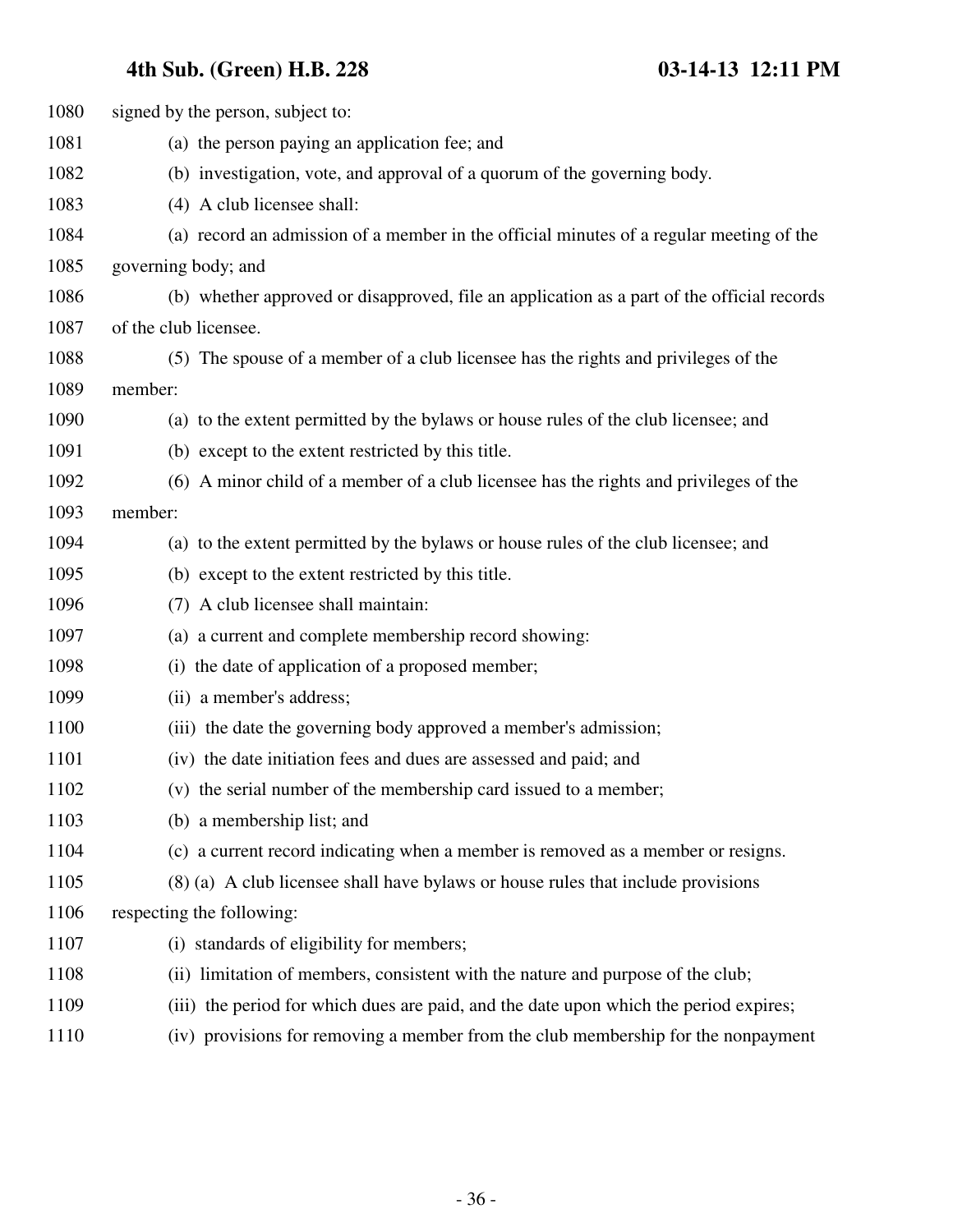signed by the person, subject to:

(a) the person paying an application fee; and

(b) investigation, vote, and approval of a quorum of the governing body.

(4) A club licensee shall:

(a) record an admission of a member in the official minutes of a regular meeting of the governing body; and

(b) whether approved or disapproved, file an application as a part of the official records of the club licensee.

(5) The spouse of a member of a club licensee has the rights and privileges of the member:

(a) to the extent permitted by the bylaws or house rules of the club licensee; and

(b) except to the extent restricted by this title.

(6) A minor child of a member of a club licensee has the rights and privileges of the member:

(a) to the extent permitted by the bylaws or house rules of the club licensee; and

(b) except to the extent restricted by this title.

(7) A club licensee shall maintain:

(a) a current and complete membership record showing:

(i) the date of application of a proposed member;

(ii) a member's address;

(iii) the date the governing body approved a member's admission;

(iv) the date initiation fees and dues are assessed and paid; and

(v) the serial number of the membership card issued to a member;

(b) a membership list; and

(c) a current record indicating when a member is removed as a member or resigns.

(8) (a) A club licensee shall have bylaws or house rules that include provisions respecting the following:

(i) standards of eligibility for members;

(ii) limitation of members, consistent with the nature and purpose of the club;

(iii) the period for which dues are paid, and the date upon which the period expires;

(iv) provisions for removing a member from the club membership for the nonpayment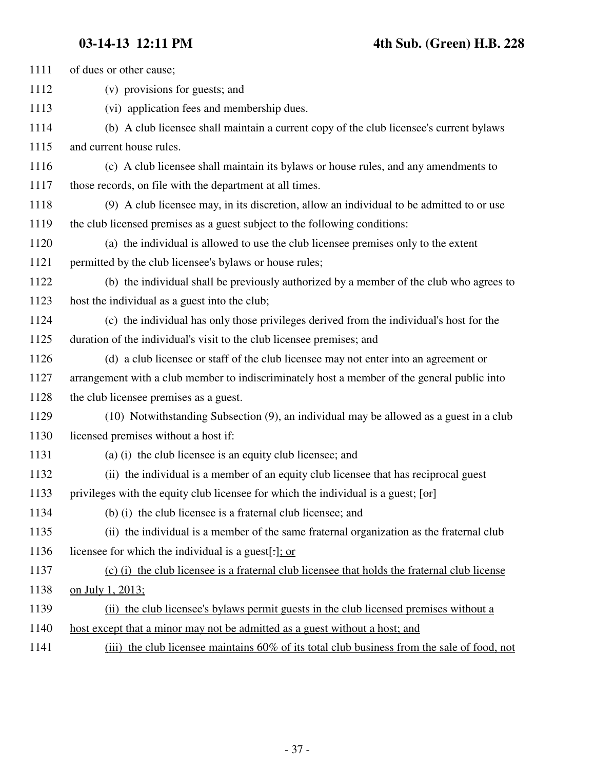1111 of dues or other cause;

1112 (v) provisions for guests; and

1113 (vi) application fees and membership dues.

1114 (b) A club licensee shall maintain a current copy of the club licensee's current bylaws

1115 and current house rules.

1116 (c) A club licensee shall maintain its bylaws or house rules, and any amendments to

1117 those records, on file with the department at all times.

1118 (9) A club licensee may, in its discretion, allow an individual to be admitted to or use

1119 the club licensed premises as a guest subject to the following conditions:

1120 (a) the individual is allowed to use the club licensee premises only to the extent

1121 permitted by the club licensee's bylaws or house rules;

1122 (b) the individual shall be previously authorized by a member of the club who agrees to

1123 host the individual as a guest into the club;

1124 (c) the individual has only those privileges derived from the individual's host for the

1125 duration of the individual's visit to the club licensee premises; and

1126 (d) a club licensee or staff of the club licensee may not enter into an agreement or

1127 arrangement with a club member to indiscriminately host a member of the general public into

1128 the club licensee premises as a guest.

1129 (10) Notwithstanding Subsection (9), an individual may be allowed as a guest in a club

1130 licensed premises without a host if:

1131 (a) (i) the club licensee is an equity club licensee; and

1132 (ii) the individual is a member of an equity club licensee that has reciprocal guest

1133 privileges with the equity club licensee for which the individual is a guest; [~~or~~]

1134 (b) (i) the club licensee is a fraternal club licensee; and

1135 (ii) the individual is a member of the same fraternal organization as the fraternal club

1136 licensee for which the individual is a guest[.]; or

1137 (c) (i) the club licensee is a fraternal club licensee that holds the fraternal club license

1138 on July 1, 2013;

1139 (ii) the club licensee's bylaws permit guests in the club licensed premises without a

1140 host except that a minor may not be admitted as a guest without a host; and

1141 (iii) the club licensee maintains 60% of its total club business from the sale of food, not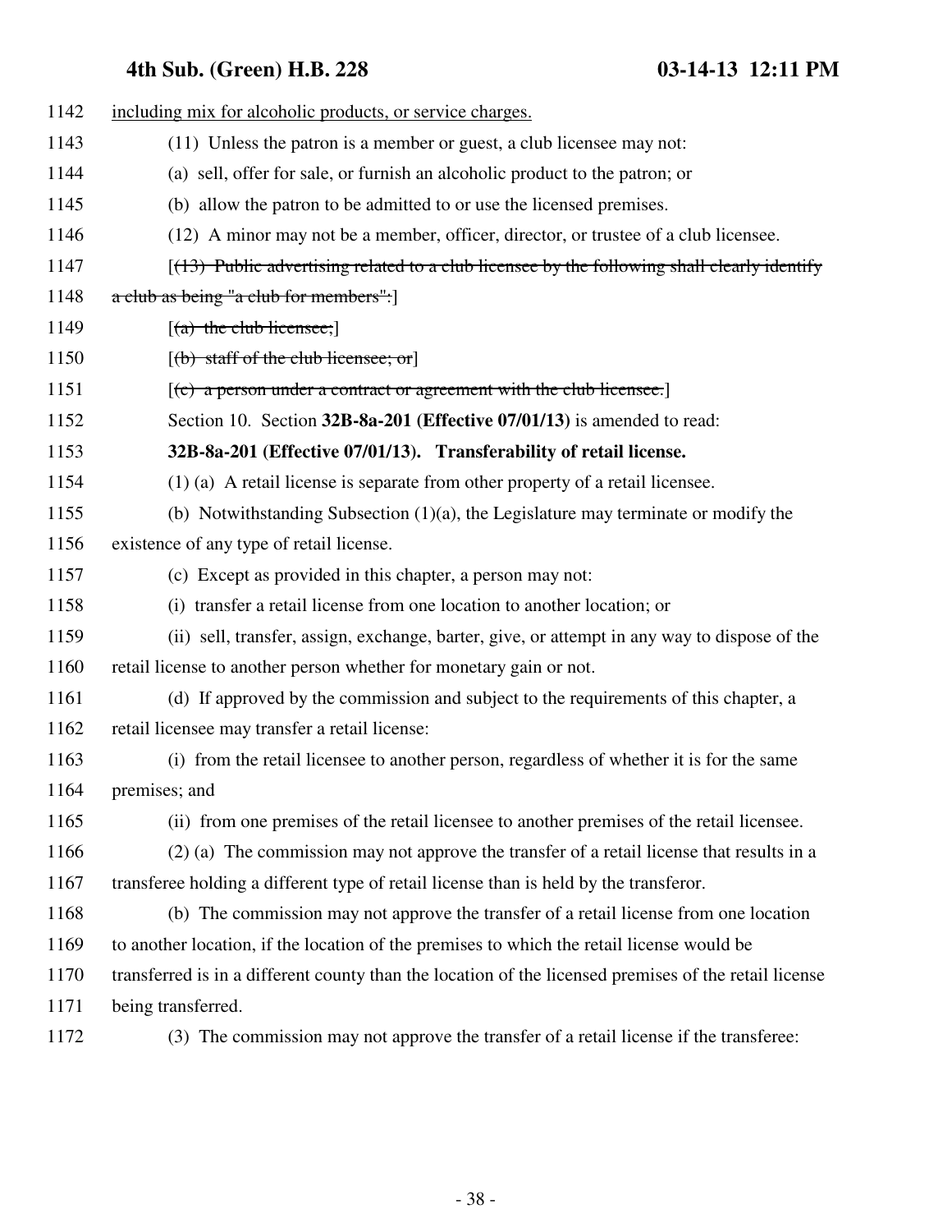1142 including mix for alcoholic products, or service charges.

1143 (11) Unless the patron is a member or guest, a club licensee may not:

1144 (a) sell, offer for sale, or furnish an alcoholic product to the patron; or

1145 (b) allow the patron to be admitted to or use the licensed premises.

1146 (12) A minor may not be a member, officer, director, or trustee of a club licensee.

1147 [~~(13) Public advertising related to a club licensee by the following shall clearly identify~~

1148 ~~a club as being "a club for members":~~]

1149 [~~(a) the club licensee;~~]

1150 [~~(b) staff of the club licensee; or~~]

1151 [~~(c) a person under a contract or agreement with the club licensee.~~]

1152 Section 10. Section **32B-8a-201 (Effective 07/01/13)** is amended to read:

1153 **32B-8a-201 (Effective 07/01/13). Transferability of retail license.**

1154 (1) (a) A retail license is separate from other property of a retail licensee.

1155 (b) Notwithstanding Subsection (1)(a), the Legislature may terminate or modify the

1156 existence of any type of retail license.

1157 (c) Except as provided in this chapter, a person may not:

1158 (i) transfer a retail license from one location to another location; or

1159 (ii) sell, transfer, assign, exchange, barter, give, or attempt in any way to dispose of the

1160 retail license to another person whether for monetary gain or not.

1161 (d) If approved by the commission and subject to the requirements of this chapter, a

1162 retail licensee may transfer a retail license:

1163 (i) from the retail licensee to another person, regardless of whether it is for the same

1164 premises; and

1165 (ii) from one premises of the retail licensee to another premises of the retail licensee.

1166 (2) (a) The commission may not approve the transfer of a retail license that results in a

1167 transferee holding a different type of retail license than is held by the transferor.

1168 (b) The commission may not approve the transfer of a retail license from one location

1169 to another location, if the location of the premises to which the retail license would be

1170 transferred is in a different county than the location of the licensed premises of the retail license

1171 being transferred.

1172 (3) The commission may not approve the transfer of a retail license if the transferee: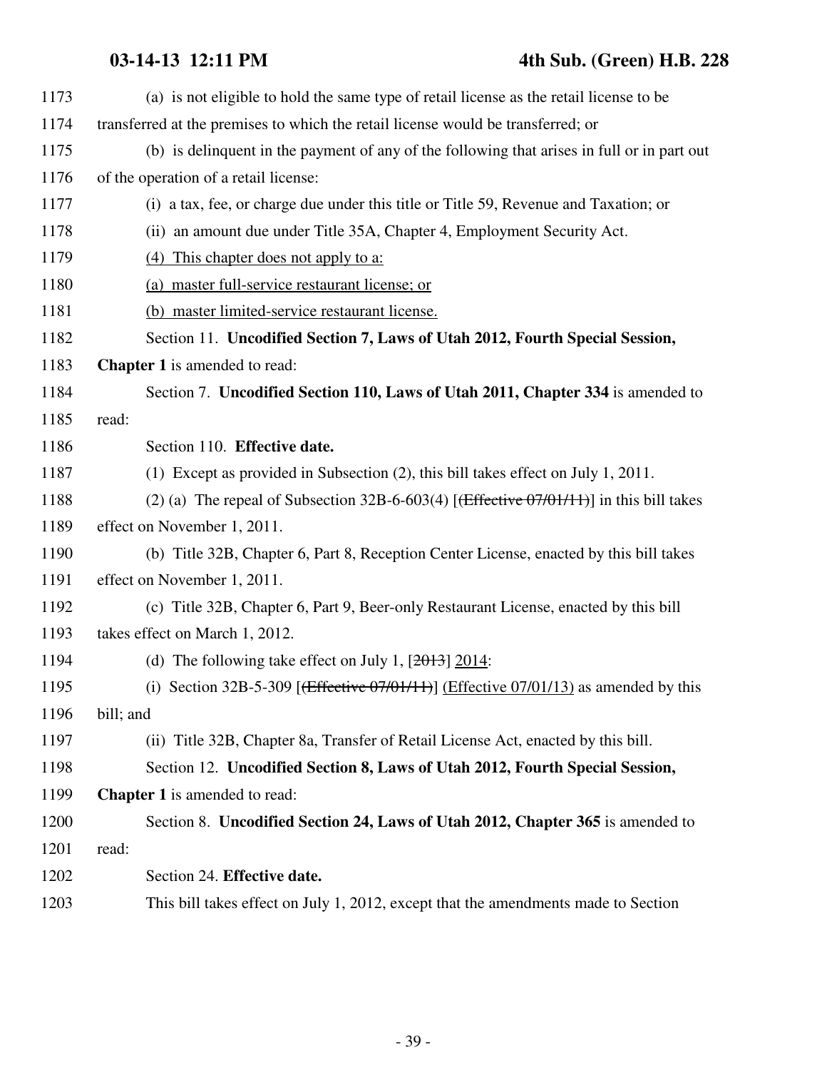(a) is not eligible to hold the same type of retail license as the retail license to be transferred at the premises to which the retail license would be transferred; or

(b) is delinquent in the payment of any of the following that arises in full or in part out of the operation of a retail license:

(i) a tax, fee, or charge due under this title or Title 59, Revenue and Taxation; or

(ii) an amount due under Title 35A, Chapter 4, Employment Security Act.

(4) This chapter does not apply to a:

(a) master full-service restaurant license; or

(b) master limited-service restaurant license.

Section 11. **Uncodified Section 7, Laws of Utah 2012, Fourth Special Session, Chapter 1** is amended to read:

Section 7. **Uncodified Section 110, Laws of Utah 2011, Chapter 334** is amended to read:

Section 110. **Effective date.**

(1) Except as provided in Subsection (2), this bill takes effect on July 1, 2011.

(2) (a) The repeal of Subsection 32B-6-603(4) [~~(Effective 07/01/11)~~] in this bill takes effect on November 1, 2011.

(b) Title 32B, Chapter 6, Part 8, Reception Center License, enacted by this bill takes effect on November 1, 2011.

(c) Title 32B, Chapter 6, Part 9, Beer-only Restaurant License, enacted by this bill takes effect on March 1, 2012.

(d) The following take effect on July 1, [~~2013~~] 2014:

(i) Section 32B-5-309 [~~(Effective 07/01/11)~~] (Effective 07/01/13) as amended by this bill; and

(ii) Title 32B, Chapter 8a, Transfer of Retail License Act, enacted by this bill.

Section 12. **Uncodified Section 8, Laws of Utah 2012, Fourth Special Session, Chapter 1** is amended to read:

Section 8. **Uncodified Section 24, Laws of Utah 2012, Chapter 365** is amended to read:

Section 24. **Effective date.**

This bill takes effect on July 1, 2012, except that the amendments made to Section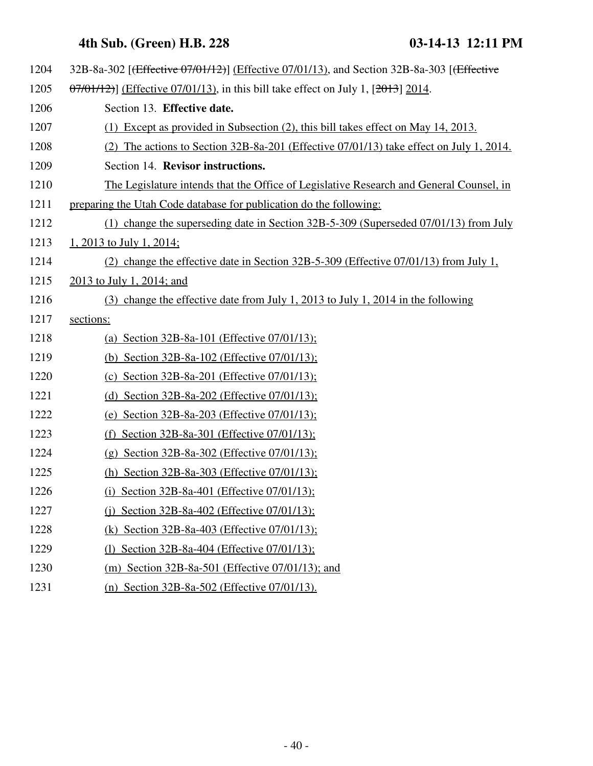1204 32B-8a-302 [(Effective 07/01/12)] (Effective 07/01/13), and Section 32B-8a-303 [(Effective

1205 07/01/12)] (Effective 07/01/13), in this bill take effect on July 1, [2013] 2014.

1206 Section 13. **Effective date.**

1207 (1) Except as provided in Subsection (2), this bill takes effect on May 14, 2013.

1208 (2) The actions to Section 32B-8a-201 (Effective 07/01/13) take effect on July 1, 2014.

1209 Section 14. **Revisor instructions.**

1210 The Legislature intends that the Office of Legislative Research and General Counsel, in

1211 preparing the Utah Code database for publication do the following:

1212 (1) change the superseding date in Section 32B-5-309 (Superseded 07/01/13) from July

1213 1, 2013 to July 1, 2014;

1214 (2) change the effective date in Section 32B-5-309 (Effective 07/01/13) from July 1,

1215 2013 to July 1, 2014; and

1216 (3) change the effective date from July 1, 2013 to July 1, 2014 in the following

1217 sections:

1218 (a) Section 32B-8a-101 (Effective 07/01/13);

1219 (b) Section 32B-8a-102 (Effective 07/01/13);

1220 (c) Section 32B-8a-201 (Effective 07/01/13);

1221 (d) Section 32B-8a-202 (Effective 07/01/13);

1222 (e) Section 32B-8a-203 (Effective 07/01/13);

1223 (f) Section 32B-8a-301 (Effective 07/01/13);

1224 (g) Section 32B-8a-302 (Effective 07/01/13);

1225 (h) Section 32B-8a-303 (Effective 07/01/13);

1226 (i) Section 32B-8a-401 (Effective 07/01/13);

1227 (j) Section 32B-8a-402 (Effective 07/01/13);

1228 (k) Section 32B-8a-403 (Effective 07/01/13);

1229 (l) Section 32B-8a-404 (Effective 07/01/13);

1230 (m) Section 32B-8a-501 (Effective 07/01/13); and

1231 (n) Section 32B-8a-502 (Effective 07/01/13).